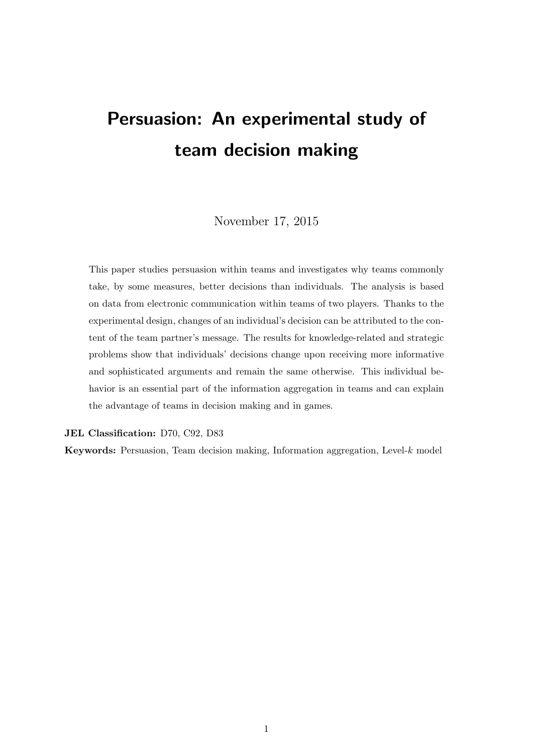# Persuasion: An experimental study of team decision making

November 17, 2015

This paper studies persuasion within teams and investigates why teams commonly take, by some measures, better decisions than individuals. The analysis is based on data from electronic communication within teams of two players. Thanks to the experimental design, changes of an individual's decision can be attributed to the content of the team partner's message. The results for knowledge-related and strategic problems show that individuals' decisions change upon receiving more informative and sophisticated arguments and remain the same otherwise. This individual behavior is an essential part of the information aggregation in teams and can explain the advantage of teams in decision making and in games.

**JEL Classification:** D70, C92, D83

**Keywords:** Persuasion, Team decision making, Information aggregation, Level-$k$ model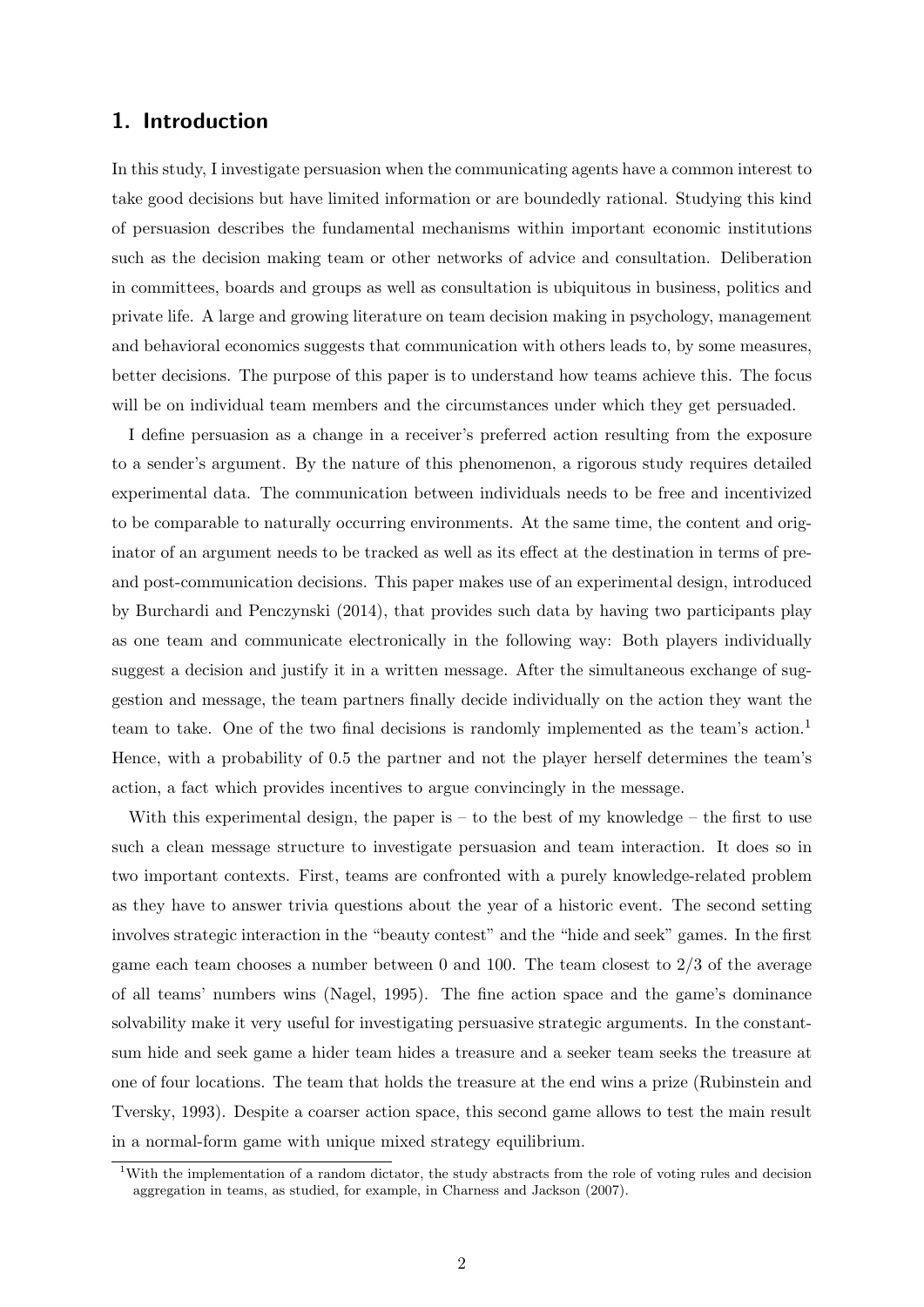## 1. Introduction

In this study, I investigate persuasion when the communicating agents have a common interest to take good decisions but have limited information or are boundedly rational. Studying this kind of persuasion describes the fundamental mechanisms within important economic institutions such as the decision making team or other networks of advice and consultation. Deliberation in committees, boards and groups as well as consultation is ubiquitous in business, politics and private life. A large and growing literature on team decision making in psychology, management and behavioral economics suggests that communication with others leads to, by some measures, better decisions. The purpose of this paper is to understand how teams achieve this. The focus will be on individual team members and the circumstances under which they get persuaded.

I define persuasion as a change in a receiver's preferred action resulting from the exposure to a sender's argument. By the nature of this phenomenon, a rigorous study requires detailed experimental data. The communication between individuals needs to be free and incentivized to be comparable to naturally occurring environments. At the same time, the content and originator of an argument needs to be tracked as well as its effect at the destination in terms of pre- and post-communication decisions. This paper makes use of an experimental design, introduced by Burchardi and Penczynski (2014), that provides such data by having two participants play as one team and communicate electronically in the following way: Both players individually suggest a decision and justify it in a written message. After the simultaneous exchange of suggestion and message, the team partners finally decide individually on the action they want the team to take. One of the two final decisions is randomly implemented as the team's action.[1] Hence, with a probability of 0.5 the partner and not the player herself determines the team's action, a fact which provides incentives to argue convincingly in the message.

With this experimental design, the paper is – to the best of my knowledge – the first to use such a clean message structure to investigate persuasion and team interaction. It does so in two important contexts. First, teams are confronted with a purely knowledge-related problem as they have to answer trivia questions about the year of a historic event. The second setting involves strategic interaction in the "beauty contest" and the "hide and seek" games. In the first game each team chooses a number between 0 and 100. The team closest to 2/3 of the average of all teams' numbers wins (Nagel, 1995). The fine action space and the game's dominance solvability make it very useful for investigating persuasive strategic arguments. In the constant-sum hide and seek game a hider team hides a treasure and a seeker team seeks the treasure at one of four locations. The team that holds the treasure at the end wins a prize (Rubinstein and Tversky, 1993). Despite a coarser action space, this second game allows to test the main result in a normal-form game with unique mixed strategy equilibrium.

[1] With the implementation of a random dictator, the study abstracts from the role of voting rules and decision aggregation in teams, as studied, for example, in Charness and Jackson (2007).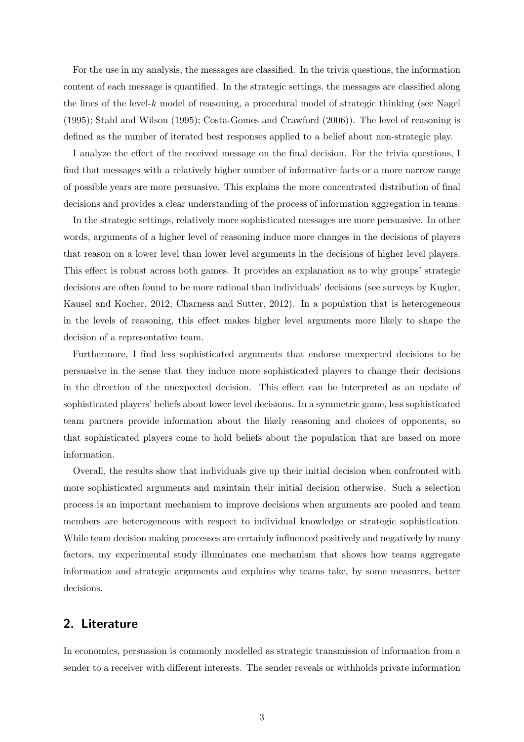For the use in my analysis, the messages are classified. In the trivia questions, the information content of each message is quantified. In the strategic settings, the messages are classified along the lines of the level-$k$ model of reasoning, a procedural model of strategic thinking (see Nagel (1995); Stahl and Wilson (1995); Costa-Gomes and Crawford (2006)). The level of reasoning is defined as the number of iterated best responses applied to a belief about non-strategic play.

I analyze the effect of the received message on the final decision. For the trivia questions, I find that messages with a relatively higher number of informative facts or a more narrow range of possible years are more persuasive. This explains the more concentrated distribution of final decisions and provides a clear understanding of the process of information aggregation in teams.

In the strategic settings, relatively more sophisticated messages are more persuasive. In other words, arguments of a higher level of reasoning induce more changes in the decisions of players that reason on a lower level than lower level arguments in the decisions of higher level players. This effect is robust across both games. It provides an explanation as to why groups' strategic decisions are often found to be more rational than individuals' decisions (see surveys by Kugler, Kausel and Kocher, 2012; Charness and Sutter, 2012). In a population that is heterogeneous in the levels of reasoning, this effect makes higher level arguments more likely to shape the decision of a representative team.

Furthermore, I find less sophisticated arguments that endorse unexpected decisions to be persuasive in the sense that they induce more sophisticated players to change their decisions in the direction of the unexpected decision. This effect can be interpreted as an update of sophisticated players' beliefs about lower level decisions. In a symmetric game, less sophisticated team partners provide information about the likely reasoning and choices of opponents, so that sophisticated players come to hold beliefs about the population that are based on more information.

Overall, the results show that individuals give up their initial decision when confronted with more sophisticated arguments and maintain their initial decision otherwise. Such a selection process is an important mechanism to improve decisions when arguments are pooled and team members are heterogeneous with respect to individual knowledge or strategic sophistication. While team decision making processes are certainly influenced positively and negatively by many factors, my experimental study illuminates one mechanism that shows how teams aggregate information and strategic arguments and explains why teams take, by some measures, better decisions.

## 2. Literature

In economics, persuasion is commonly modelled as strategic transmission of information from a sender to a receiver with different interests. The sender reveals or withholds private information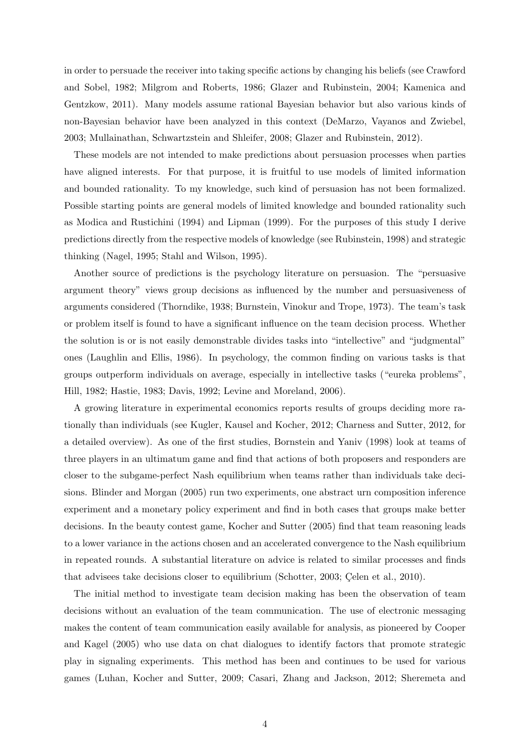in order to persuade the receiver into taking specific actions by changing his beliefs (see Crawford and Sobel, 1982; Milgrom and Roberts, 1986; Glazer and Rubinstein, 2004; Kamenica and Gentzkow, 2011). Many models assume rational Bayesian behavior but also various kinds of non-Bayesian behavior have been analyzed in this context (DeMarzo, Vayanos and Zwiebel, 2003; Mullainathan, Schwartzstein and Shleifer, 2008; Glazer and Rubinstein, 2012).

These models are not intended to make predictions about persuasion processes when parties have aligned interests. For that purpose, it is fruitful to use models of limited information and bounded rationality. To my knowledge, such kind of persuasion has not been formalized. Possible starting points are general models of limited knowledge and bounded rationality such as Modica and Rustichini (1994) and Lipman (1999). For the purposes of this study I derive predictions directly from the respective models of knowledge (see Rubinstein, 1998) and strategic thinking (Nagel, 1995; Stahl and Wilson, 1995).

Another source of predictions is the psychology literature on persuasion. The "persuasive argument theory" views group decisions as influenced by the number and persuasiveness of arguments considered (Thorndike, 1938; Burnstein, Vinokur and Trope, 1973). The team's task or problem itself is found to have a significant influence on the team decision process. Whether the solution is or is not easily demonstrable divides tasks into "intellective" and "judgmental" ones (Laughlin and Ellis, 1986). In psychology, the common finding on various tasks is that groups outperform individuals on average, especially in intellective tasks ("eureka problems", Hill, 1982; Hastie, 1983; Davis, 1992; Levine and Moreland, 2006).

A growing literature in experimental economics reports results of groups deciding more rationally than individuals (see Kugler, Kausel and Kocher, 2012; Charness and Sutter, 2012, for a detailed overview). As one of the first studies, Bornstein and Yaniv (1998) look at teams of three players in an ultimatum game and find that actions of both proposers and responders are closer to the subgame-perfect Nash equilibrium when teams rather than individuals take decisions. Blinder and Morgan (2005) run two experiments, one abstract urn composition inference experiment and a monetary policy experiment and find in both cases that groups make better decisions. In the beauty contest game, Kocher and Sutter (2005) find that team reasoning leads to a lower variance in the actions chosen and an accelerated convergence to the Nash equilibrium in repeated rounds. A substantial literature on advice is related to similar processes and finds that advisees take decisions closer to equilibrium (Schotter, 2003; Çelen et al., 2010).

The initial method to investigate team decision making has been the observation of team decisions without an evaluation of the team communication. The use of electronic messaging makes the content of team communication easily available for analysis, as pioneered by Cooper and Kagel (2005) who use data on chat dialogues to identify factors that promote strategic play in signaling experiments. This method has been and continues to be used for various games (Luhan, Kocher and Sutter, 2009; Casari, Zhang and Jackson, 2012; Sheremeta and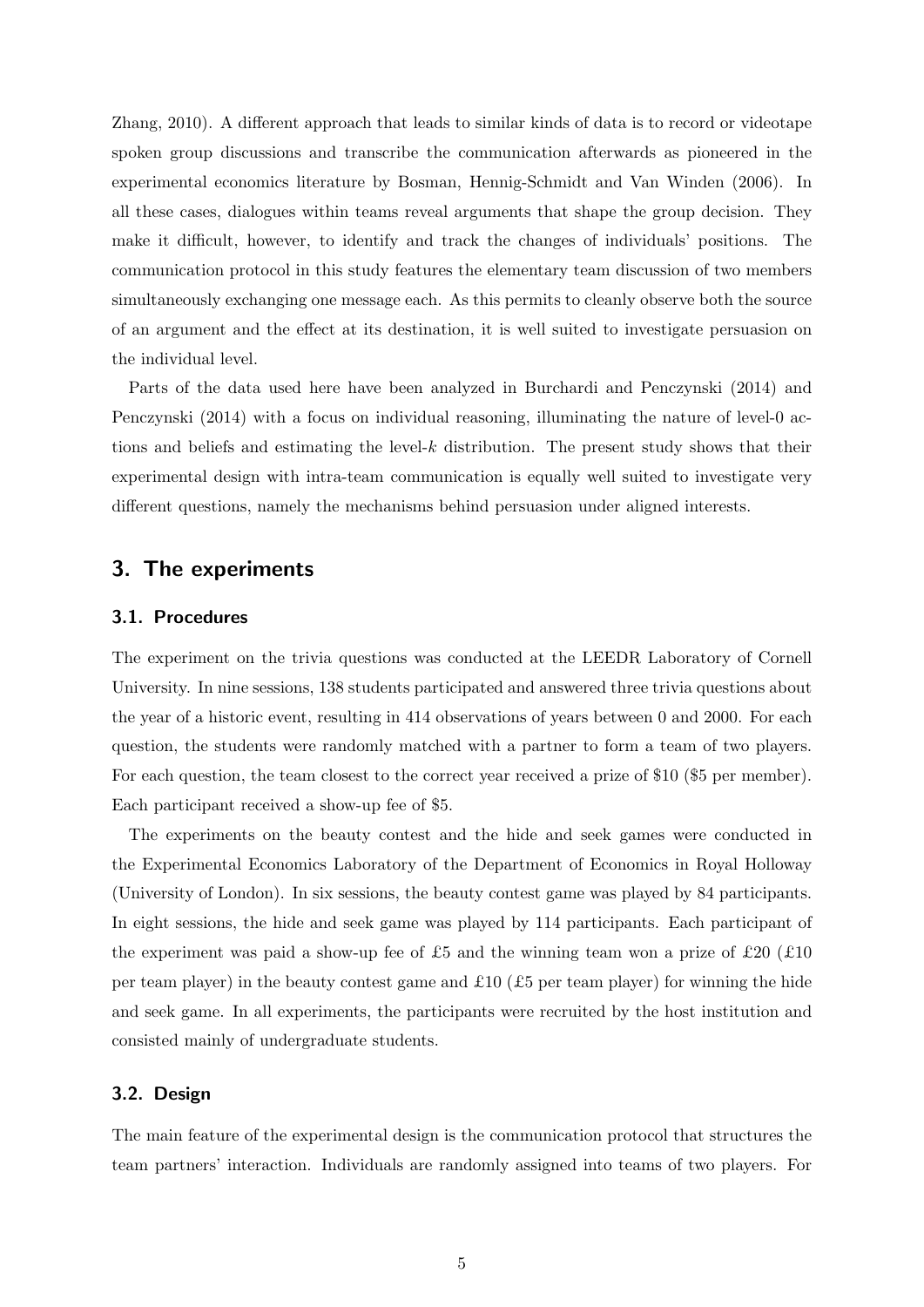Zhang, 2010). A different approach that leads to similar kinds of data is to record or videotape spoken group discussions and transcribe the communication afterwards as pioneered in the experimental economics literature by Bosman, Hennig-Schmidt and Van Winden (2006). In all these cases, dialogues within teams reveal arguments that shape the group decision. They make it difficult, however, to identify and track the changes of individuals' positions. The communication protocol in this study features the elementary team discussion of two members simultaneously exchanging one message each. As this permits to cleanly observe both the source of an argument and the effect at its destination, it is well suited to investigate persuasion on the individual level.

Parts of the data used here have been analyzed in Burchardi and Penczynski (2014) and Penczynski (2014) with a focus on individual reasoning, illuminating the nature of level-0 actions and beliefs and estimating the level-$k$ distribution. The present study shows that their experimental design with intra-team communication is equally well suited to investigate very different questions, namely the mechanisms behind persuasion under aligned interests.

## 3. The experiments

### 3.1. Procedures

The experiment on the trivia questions was conducted at the LEEDR Laboratory of Cornell University. In nine sessions, 138 students participated and answered three trivia questions about the year of a historic event, resulting in 414 observations of years between 0 and 2000. For each question, the students were randomly matched with a partner to form a team of two players. For each question, the team closest to the correct year received a prize of \$10 (\$5 per member). Each participant received a show-up fee of \$5.

The experiments on the beauty contest and the hide and seek games were conducted in the Experimental Economics Laboratory of the Department of Economics in Royal Holloway (University of London). In six sessions, the beauty contest game was played by 84 participants. In eight sessions, the hide and seek game was played by 114 participants. Each participant of the experiment was paid a show-up fee of £5 and the winning team won a prize of £20 (£10 per team player) in the beauty contest game and £10 (£5 per team player) for winning the hide and seek game. In all experiments, the participants were recruited by the host institution and consisted mainly of undergraduate students.

### 3.2. Design

The main feature of the experimental design is the communication protocol that structures the team partners' interaction. Individuals are randomly assigned into teams of two players. For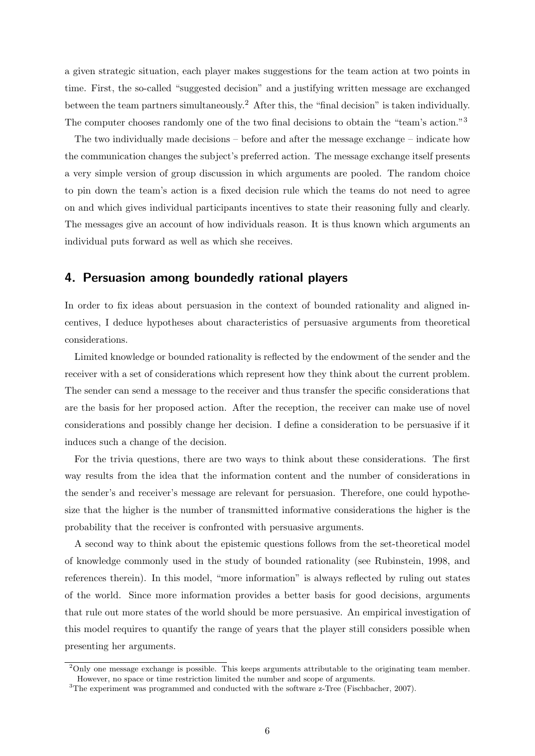a given strategic situation, each player makes suggestions for the team action at two points in time. First, the so-called "suggested decision" and a justifying written message are exchanged between the team partners simultaneously.[2] After this, the "final decision" is taken individually. The computer chooses randomly one of the two final decisions to obtain the "team's action."[3]

The two individually made decisions – before and after the message exchange – indicate how the communication changes the subject's preferred action. The message exchange itself presents a very simple version of group discussion in which arguments are pooled. The random choice to pin down the team's action is a fixed decision rule which the teams do not need to agree on and which gives individual participants incentives to state their reasoning fully and clearly. The messages give an account of how individuals reason. It is thus known which arguments an individual puts forward as well as which she receives.

## 4. Persuasion among boundedly rational players

In order to fix ideas about persuasion in the context of bounded rationality and aligned incentives, I deduce hypotheses about characteristics of persuasive arguments from theoretical considerations.

Limited knowledge or bounded rationality is reflected by the endowment of the sender and the receiver with a set of considerations which represent how they think about the current problem. The sender can send a message to the receiver and thus transfer the specific considerations that are the basis for her proposed action. After the reception, the receiver can make use of novel considerations and possibly change her decision. I define a consideration to be persuasive if it induces such a change of the decision.

For the trivia questions, there are two ways to think about these considerations. The first way results from the idea that the information content and the number of considerations in the sender's and receiver's message are relevant for persuasion. Therefore, one could hypothesize that the higher is the number of transmitted informative considerations the higher is the probability that the receiver is confronted with persuasive arguments.

A second way to think about the epistemic questions follows from the set-theoretical model of knowledge commonly used in the study of bounded rationality (see Rubinstein, 1998, and references therein). In this model, "more information" is always reflected by ruling out states of the world. Since more information provides a better basis for good decisions, arguments that rule out more states of the world should be more persuasive. An empirical investigation of this model requires to quantify the range of years that the player still considers possible when presenting her arguments.

[2] Only one message exchange is possible. This keeps arguments attributable to the originating team member. However, no space or time restriction limited the number and scope of arguments.

[3] The experiment was programmed and conducted with the software z-Tree (Fischbacher, 2007).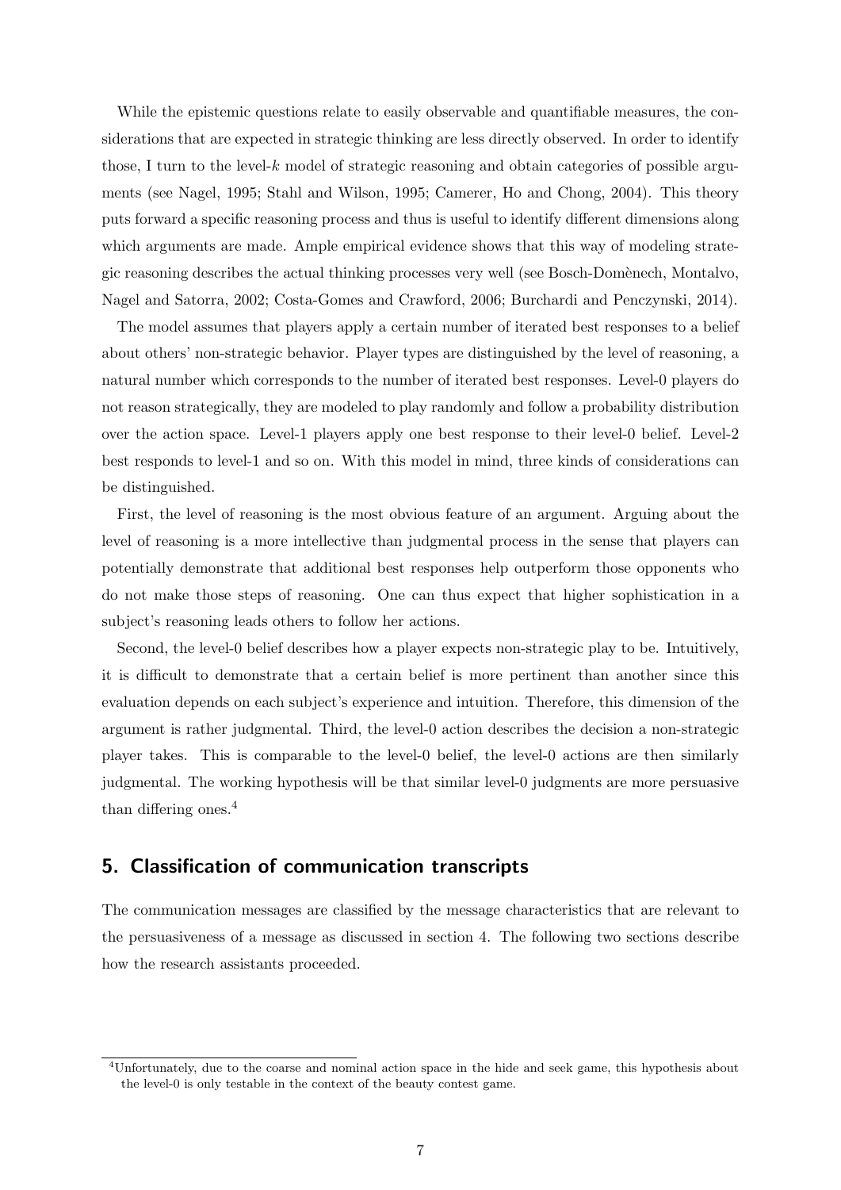While the epistemic questions relate to easily observable and quantifiable measures, the considerations that are expected in strategic thinking are less directly observed. In order to identify those, I turn to the level-$k$ model of strategic reasoning and obtain categories of possible arguments (see Nagel, 1995; Stahl and Wilson, 1995; Camerer, Ho and Chong, 2004). This theory puts forward a specific reasoning process and thus is useful to identify different dimensions along which arguments are made. Ample empirical evidence shows that this way of modeling strategic reasoning describes the actual thinking processes very well (see Bosch-Domènech, Montalvo, Nagel and Satorra, 2002; Costa-Gomes and Crawford, 2006; Burchardi and Penczynski, 2014).

The model assumes that players apply a certain number of iterated best responses to a belief about others' non-strategic behavior. Player types are distinguished by the level of reasoning, a natural number which corresponds to the number of iterated best responses. Level-0 players do not reason strategically, they are modeled to play randomly and follow a probability distribution over the action space. Level-1 players apply one best response to their level-0 belief. Level-2 best responds to level-1 and so on. With this model in mind, three kinds of considerations can be distinguished.

First, the level of reasoning is the most obvious feature of an argument. Arguing about the level of reasoning is a more intellective than judgmental process in the sense that players can potentially demonstrate that additional best responses help outperform those opponents who do not make those steps of reasoning. One can thus expect that higher sophistication in a subject's reasoning leads others to follow her actions.

Second, the level-0 belief describes how a player expects non-strategic play to be. Intuitively, it is difficult to demonstrate that a certain belief is more pertinent than another since this evaluation depends on each subject's experience and intuition. Therefore, this dimension of the argument is rather judgmental. Third, the level-0 action describes the decision a non-strategic player takes. This is comparable to the level-0 belief, the level-0 actions are then similarly judgmental. The working hypothesis will be that similar level-0 judgments are more persuasive than differing ones.[4]

## 5. Classification of communication transcripts

The communication messages are classified by the message characteristics that are relevant to the persuasiveness of a message as discussed in section 4. The following two sections describe how the research assistants proceeded.

[4] Unfortunately, due to the coarse and nominal action space in the hide and seek game, this hypothesis about the level-0 is only testable in the context of the beauty contest game.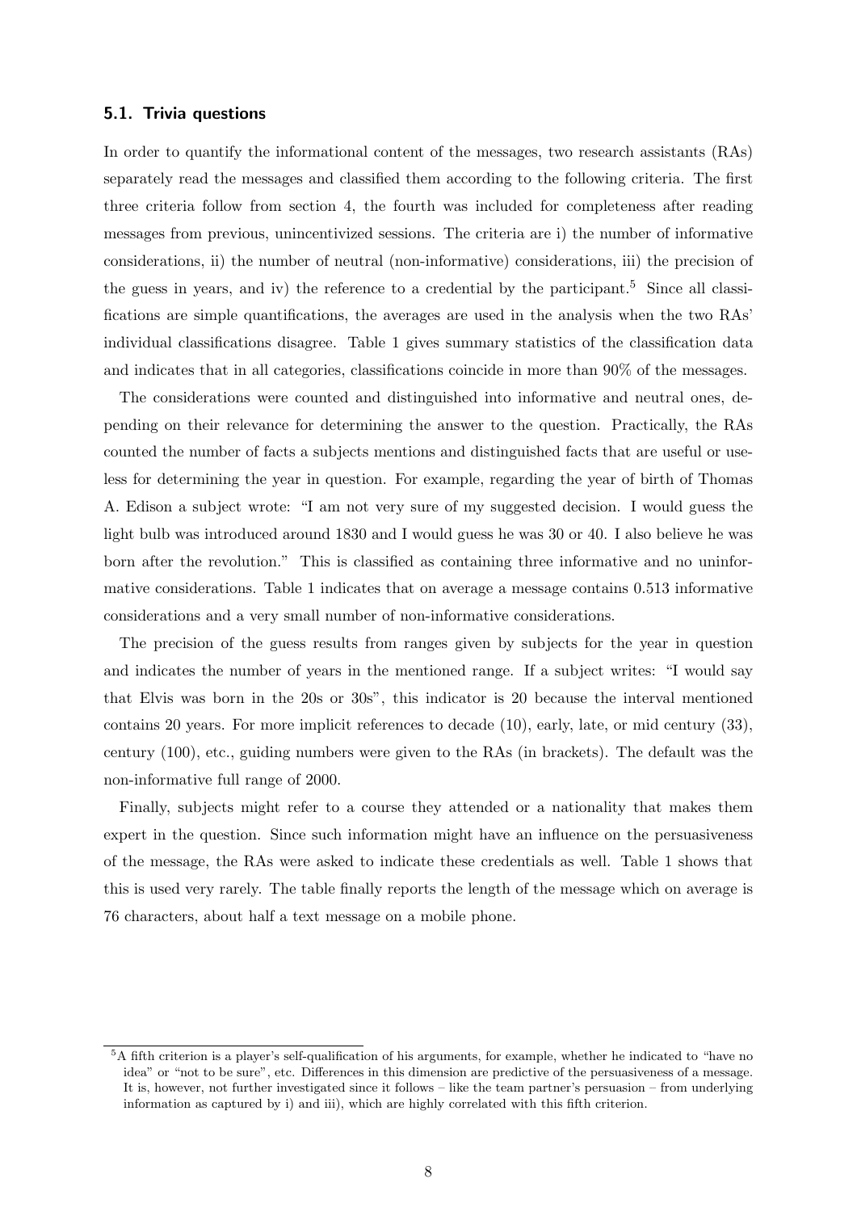### 5.1. Trivia questions

In order to quantify the informational content of the messages, two research assistants (RAs) separately read the messages and classified them according to the following criteria. The first three criteria follow from section 4, the fourth was included for completeness after reading messages from previous, unincentivized sessions. The criteria are i) the number of informative considerations, ii) the number of neutral (non-informative) considerations, iii) the precision of the guess in years, and iv) the reference to a credential by the participant.[5] Since all classifications are simple quantifications, the averages are used in the analysis when the two RAs' individual classifications disagree. Table 1 gives summary statistics of the classification data and indicates that in all categories, classifications coincide in more than 90% of the messages.

The considerations were counted and distinguished into informative and neutral ones, depending on their relevance for determining the answer to the question. Practically, the RAs counted the number of facts a subjects mentions and distinguished facts that are useful or useless for determining the year in question. For example, regarding the year of birth of Thomas A. Edison a subject wrote: "I am not very sure of my suggested decision. I would guess the light bulb was introduced around 1830 and I would guess he was 30 or 40. I also believe he was born after the revolution." This is classified as containing three informative and no uninformative considerations. Table 1 indicates that on average a message contains 0.513 informative considerations and a very small number of non-informative considerations.

The precision of the guess results from ranges given by subjects for the year in question and indicates the number of years in the mentioned range. If a subject writes: "I would say that Elvis was born in the 20s or 30s", this indicator is 20 because the interval mentioned contains 20 years. For more implicit references to decade (10), early, late, or mid century (33), century (100), etc., guiding numbers were given to the RAs (in brackets). The default was the non-informative full range of 2000.

Finally, subjects might refer to a course they attended or a nationality that makes them expert in the question. Since such information might have an influence on the persuasiveness of the message, the RAs were asked to indicate these credentials as well. Table 1 shows that this is used very rarely. The table finally reports the length of the message which on average is 76 characters, about half a text message on a mobile phone.

[5] A fifth criterion is a player's self-qualification of his arguments, for example, whether he indicated to "have no idea" or "not to be sure", etc. Differences in this dimension are predictive of the persuasiveness of a message. It is, however, not further investigated since it follows – like the team partner's persuasion – from underlying information as captured by i) and iii), which are highly correlated with this fifth criterion.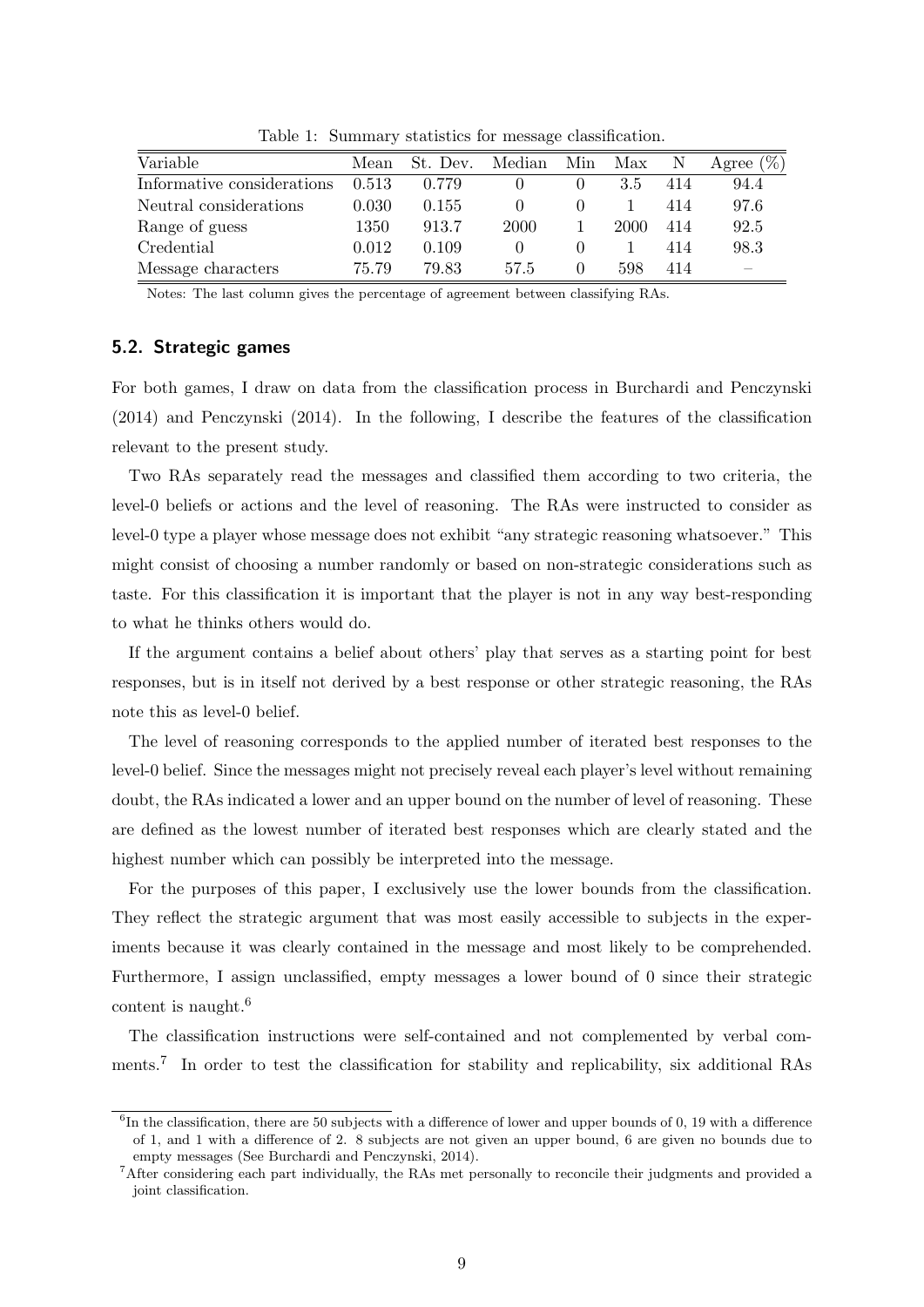Table 1: Summary statistics for message classification.

| Variable | Mean | St. Dev. | Median | Min | Max | N | Agree (%) |
|---|---|---|---|---|---|---|---|
| Informative considerations | 0.513 | 0.779 | 0 | 0 | 3.5 | 414 | 94.4 |
| Neutral considerations | 0.030 | 0.155 | 0 | 0 | 1 | 414 | 97.6 |
| Range of guess | 1350 | 913.7 | 2000 | 1 | 2000 | 414 | 92.5 |
| Credential | 0.012 | 0.109 | 0 | 0 | 1 | 414 | 98.3 |
| Message characters | 75.79 | 79.83 | 57.5 | 0 | 598 | 414 | – |

Notes: The last column gives the percentage of agreement between classifying RAs.

### 5.2. Strategic games

For both games, I draw on data from the classification process in Burchardi and Penczynski (2014) and Penczynski (2014). In the following, I describe the features of the classification relevant to the present study.

Two RAs separately read the messages and classified them according to two criteria, the level-0 beliefs or actions and the level of reasoning. The RAs were instructed to consider as level-0 type a player whose message does not exhibit "any strategic reasoning whatsoever." This might consist of choosing a number randomly or based on non-strategic considerations such as taste. For this classification it is important that the player is not in any way best-responding to what he thinks others would do.

If the argument contains a belief about others' play that serves as a starting point for best responses, but is in itself not derived by a best response or other strategic reasoning, the RAs note this as level-0 belief.

The level of reasoning corresponds to the applied number of iterated best responses to the level-0 belief. Since the messages might not precisely reveal each player's level without remaining doubt, the RAs indicated a lower and an upper bound on the number of level of reasoning. These are defined as the lowest number of iterated best responses which are clearly stated and the highest number which can possibly be interpreted into the message.

For the purposes of this paper, I exclusively use the lower bounds from the classification. They reflect the strategic argument that was most easily accessible to subjects in the experiments because it was clearly contained in the message and most likely to be comprehended. Furthermore, I assign unclassified, empty messages a lower bound of 0 since their strategic content is naught.[6]

The classification instructions were self-contained and not complemented by verbal comments.[7] In order to test the classification for stability and replicability, six additional RAs

[6] In the classification, there are 50 subjects with a difference of lower and upper bounds of 0, 19 with a difference of 1, and 1 with a difference of 2. 8 subjects are not given an upper bound, 6 are given no bounds due to empty messages (See Burchardi and Penczynski, 2014).

[7] After considering each part individually, the RAs met personally to reconcile their judgments and provided a joint classification.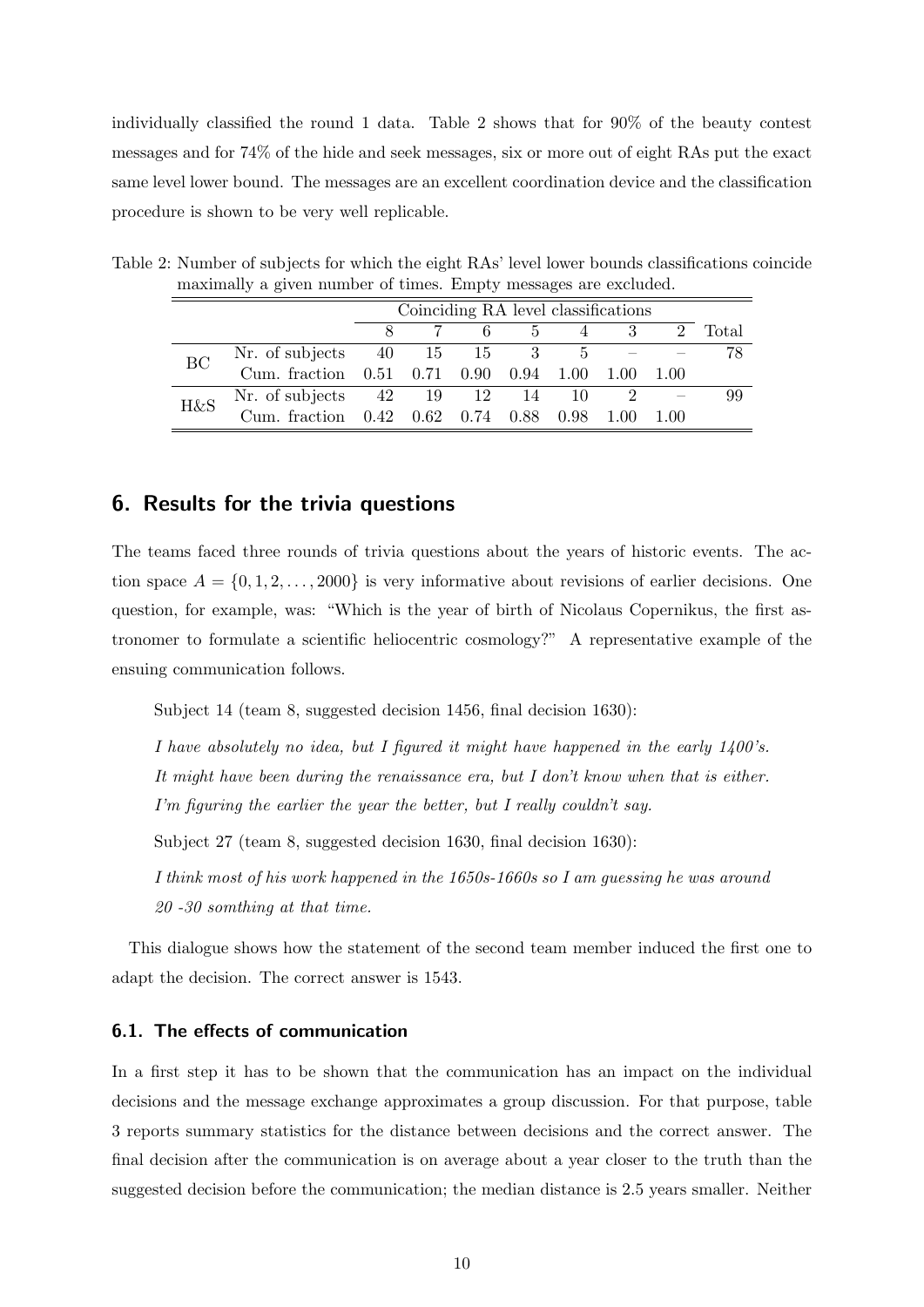individually classified the round 1 data. Table 2 shows that for 90% of the beauty contest messages and for 74% of the hide and seek messages, six or more out of eight RAs put the exact same level lower bound. The messages are an excellent coordination device and the classification procedure is shown to be very well replicable.

Table 2: Number of subjects for which the eight RAs' level lower bounds classifications coincide maximally a given number of times. Empty messages are excluded.

| | | Coinciding RA level classifications | | | | | | | |
|---|---|---|---|---|---|---|---|---|---|
| | | 8 | 7 | 6 | 5 | 4 | 3 | 2 | Total |
| BC | Nr. of subjects | 40 | 15 | 15 | 3 | 5 | – | – | 78 |
| | Cum. fraction | 0.51 | 0.71 | 0.90 | 0.94 | 1.00 | 1.00 | 1.00 | |
| H&S | Nr. of subjects | 42 | 19 | 12 | 14 | 10 | 2 | – | 99 |
| | Cum. fraction | 0.42 | 0.62 | 0.74 | 0.88 | 0.98 | 1.00 | 1.00 | |

## 6. Results for the trivia questions

The teams faced three rounds of trivia questions about the years of historic events. The action space $A = \{0, 1, 2, \ldots, 2000\}$ is very informative about revisions of earlier decisions. One question, for example, was: "Which is the year of birth of Nicolaus Copernikus, the first astronomer to formulate a scientific heliocentric cosmology?" A representative example of the ensuing communication follows.

Subject 14 (team 8, suggested decision 1456, final decision 1630):

*I have absolutely no idea, but I figured it might have happened in the early 1400's. It might have been during the renaissance era, but I don't know when that is either. I'm figuring the earlier the year the better, but I really couldn't say.*

Subject 27 (team 8, suggested decision 1630, final decision 1630):

*I think most of his work happened in the 1650s-1660s so I am guessing he was around 20 -30 somthing at that time.*

This dialogue shows how the statement of the second team member induced the first one to adapt the decision. The correct answer is 1543.

### 6.1. The effects of communication

In a first step it has to be shown that the communication has an impact on the individual decisions and the message exchange approximates a group discussion. For that purpose, table 3 reports summary statistics for the distance between decisions and the correct answer. The final decision after the communication is on average about a year closer to the truth than the suggested decision before the communication; the median distance is 2.5 years smaller. Neither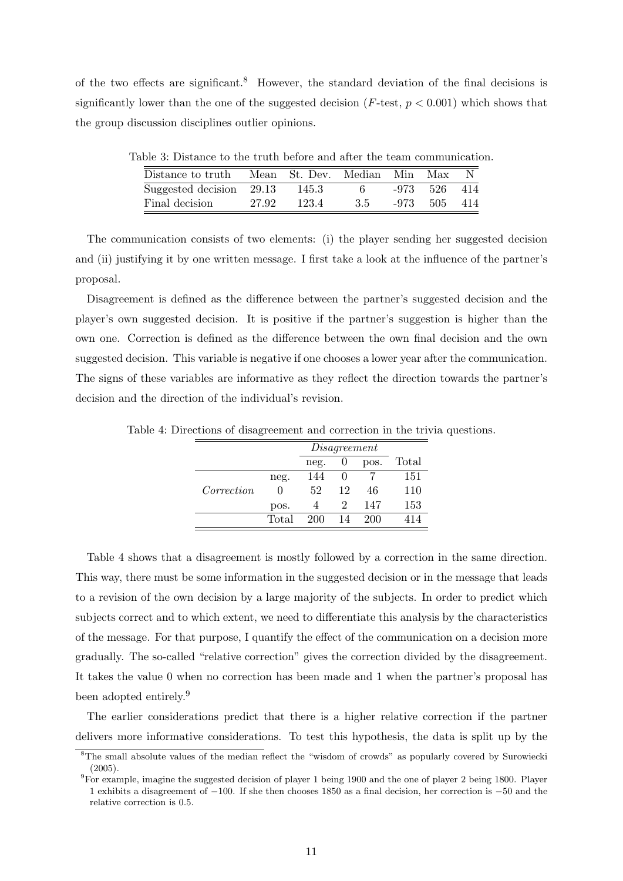of the two effects are significant.[8] However, the standard deviation of the final decisions is significantly lower than the one of the suggested decision ($F$-test, $p < 0.001$) which shows that the group discussion disciplines outlier opinions.

Table 3: Distance to the truth before and after the team communication.

| Distance to truth | Mean | St. Dev. | Median | Min | Max | N |
|---|---|---|---|---|---|---|
| Suggested decision | 29.13 | 145.3 | 6 | -973 | 526 | 414 |
| Final decision | 27.92 | 123.4 | 3.5 | -973 | 505 | 414 |

The communication consists of two elements: (i) the player sending her suggested decision and (ii) justifying it by one written message. I first take a look at the influence of the partner's proposal.

Disagreement is defined as the difference between the partner's suggested decision and the player's own suggested decision. It is positive if the partner's suggestion is higher than the own one. Correction is defined as the difference between the own final decision and the own suggested decision. This variable is negative if one chooses a lower year after the communication. The signs of these variables are informative as they reflect the direction towards the partner's decision and the direction of the individual's revision.

Table 4: Directions of disagreement and correction in the trivia questions.

| | | *Disagreement* | | | |
|---|---|---|---|---|---|
| | | neg. | 0 | pos. | Total |
| *Correction* | neg. | 144 | 0 | 7 | 151 |
| | 0 | 52 | 12 | 46 | 110 |
| | pos. | 4 | 2 | 147 | 153 |
| | Total | 200 | 14 | 200 | 414 |

Table 4 shows that a disagreement is mostly followed by a correction in the same direction. This way, there must be some information in the suggested decision or in the message that leads to a revision of the own decision by a large majority of the subjects. In order to predict which subjects correct and to which extent, we need to differentiate this analysis by the characteristics of the message. For that purpose, I quantify the effect of the communication on a decision more gradually. The so-called "relative correction" gives the correction divided by the disagreement. It takes the value 0 when no correction has been made and 1 when the partner's proposal has been adopted entirely.[9]

The earlier considerations predict that there is a higher relative correction if the partner delivers more informative considerations. To test this hypothesis, the data is split up by the

[8] The small absolute values of the median reflect the "wisdom of crowds" as popularly covered by Surowiecki (2005).

[9] For example, imagine the suggested decision of player 1 being 1900 and the one of player 2 being 1800. Player 1 exhibits a disagreement of $-100$. If she then chooses 1850 as a final decision, her correction is $-50$ and the relative correction is 0.5.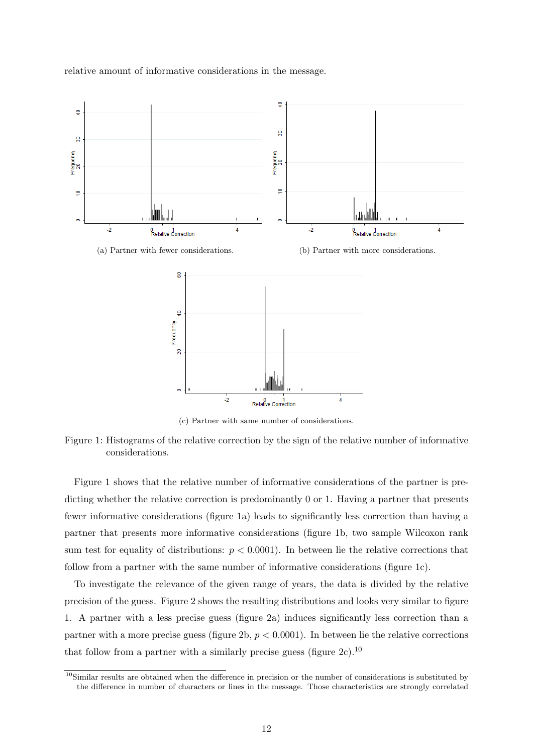relative amount of informative considerations in the message.

(a) Partner with fewer considerations.

(b) Partner with more considerations.

(c) Partner with same number of considerations.

Figure 1: Histograms of the relative correction by the sign of the relative number of informative considerations.

Figure 1 shows that the relative number of informative considerations of the partner is predicting whether the relative correction is predominantly 0 or 1. Having a partner that presents fewer informative considerations (figure 1a) leads to significantly less correction than having a partner that presents more informative considerations (figure 1b, two sample Wilcoxon rank sum test for equality of distributions: $p < 0.0001$). In between lie the relative corrections that follow from a partner with the same number of informative considerations (figure 1c).

To investigate the relevance of the given range of years, the data is divided by the relative precision of the guess. Figure 2 shows the resulting distributions and looks very similar to figure 1. A partner with a less precise guess (figure 2a) induces significantly less correction than a partner with a more precise guess (figure 2b, $p < 0.0001$). In between lie the relative corrections that follow from a partner with a similarly precise guess (figure 2c).[10]

[10]Similar results are obtained when the difference in precision or the number of considerations is substituted by the difference in number of characters or lines in the message. Those characteristics are strongly correlated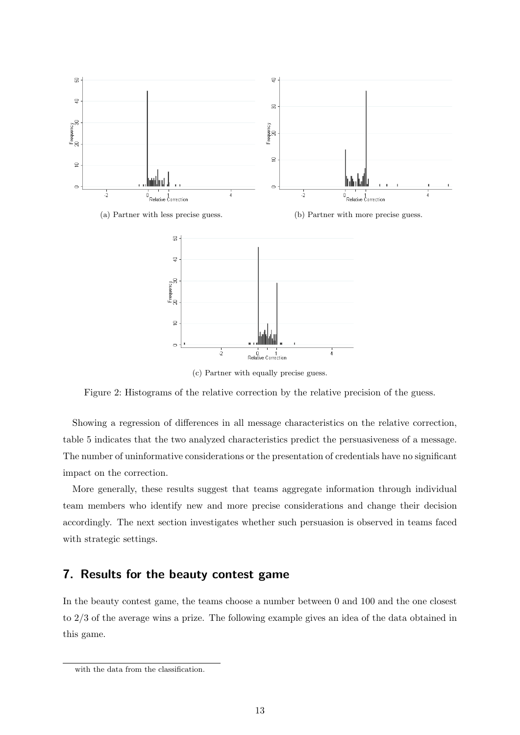(a) Partner with less precise guess.

(b) Partner with more precise guess.

(c) Partner with equally precise guess.

Figure 2: Histograms of the relative correction by the relative precision of the guess.

Showing a regression of differences in all message characteristics on the relative correction, table 5 indicates that the two analyzed characteristics predict the persuasiveness of a message. The number of uninformative considerations or the presentation of credentials have no significant impact on the correction.

More generally, these results suggest that teams aggregate information through individual team members who identify new and more precise considerations and change their decision accordingly. The next section investigates whether such persuasion is observed in teams faced with strategic settings.

## 7. Results for the beauty contest game

In the beauty contest game, the teams choose a number between 0 and 100 and the one closest to 2/3 of the average wins a prize. The following example gives an idea of the data obtained in this game.

---

with the data from the classification.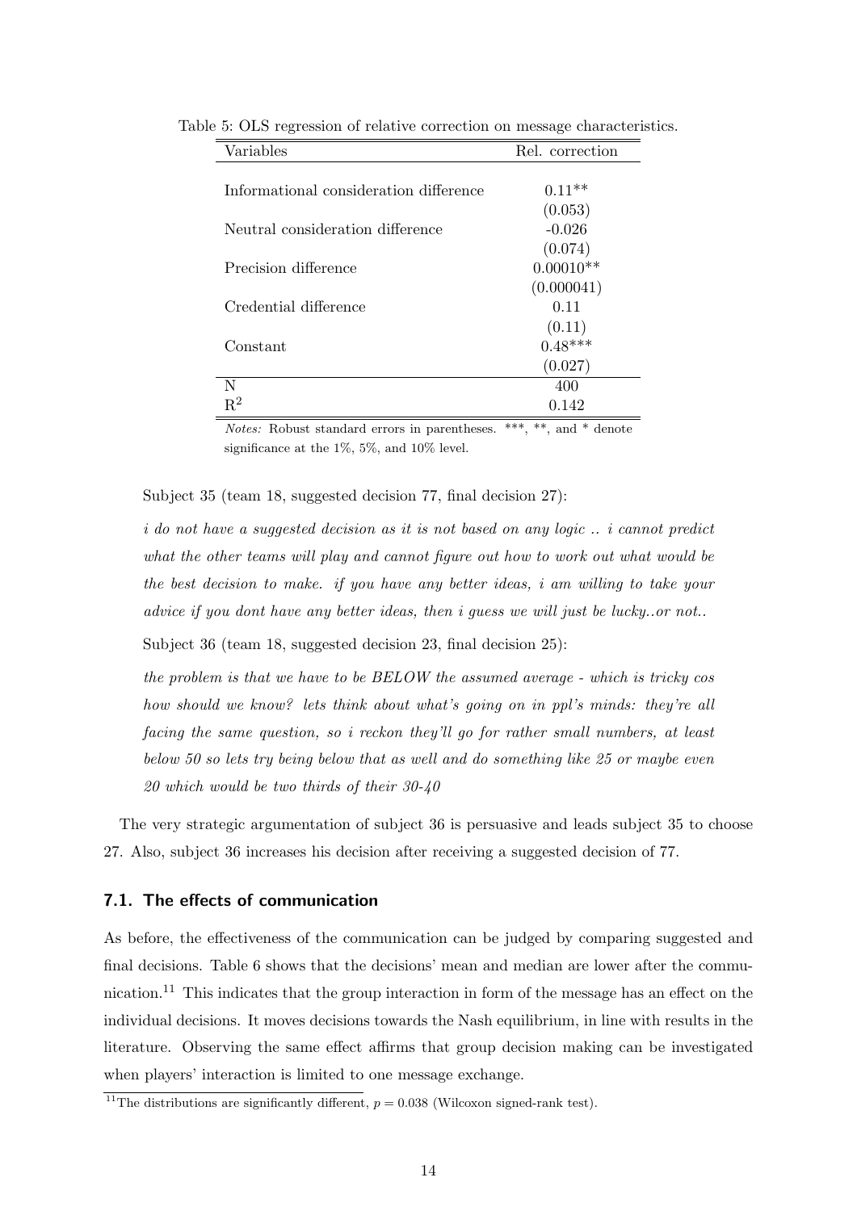Table 5: OLS regression of relative correction on message characteristics.

| Variables | Rel. correction |
|---|---|
| Informational consideration difference | 0.11** |
| | (0.053) |
| Neutral consideration difference | -0.026 |
| | (0.074) |
| Precision difference | 0.00010** |
| | (0.000041) |
| Credential difference | 0.11 |
| | (0.11) |
| Constant | 0.48*** |
| | (0.027) |
| N | 400 |
| $R^2$ | 0.142 |

*Notes:* Robust standard errors in parentheses. ***, **, and * denote significance at the 1%, 5%, and 10% level.

Subject 35 (team 18, suggested decision 77, final decision 27):

*i do not have a suggested decision as it is not based on any logic .. i cannot predict what the other teams will play and cannot figure out how to work out what would be the best decision to make. if you have any better ideas, i am willing to take your advice if you dont have any better ideas, then i guess we will just be lucky..or not..*

Subject 36 (team 18, suggested decision 23, final decision 25):

*the problem is that we have to be BELOW the assumed average - which is tricky cos how should we know? lets think about what's going on in ppl's minds: they're all facing the same question, so i reckon they'll go for rather small numbers, at least below 50 so lets try being below that as well and do something like 25 or maybe even 20 which would be two thirds of their 30-40*

The very strategic argumentation of subject 36 is persuasive and leads subject 35 to choose 27. Also, subject 36 increases his decision after receiving a suggested decision of 77.

### 7.1. The effects of communication

As before, the effectiveness of the communication can be judged by comparing suggested and final decisions. Table 6 shows that the decisions' mean and median are lower after the communication.[11] This indicates that the group interaction in form of the message has an effect on the individual decisions. It moves decisions towards the Nash equilibrium, in line with results in the literature. Observing the same effect affirms that group decision making can be investigated when players' interaction is limited to one message exchange.

[11] The distributions are significantly different, $p = 0.038$ (Wilcoxon signed-rank test).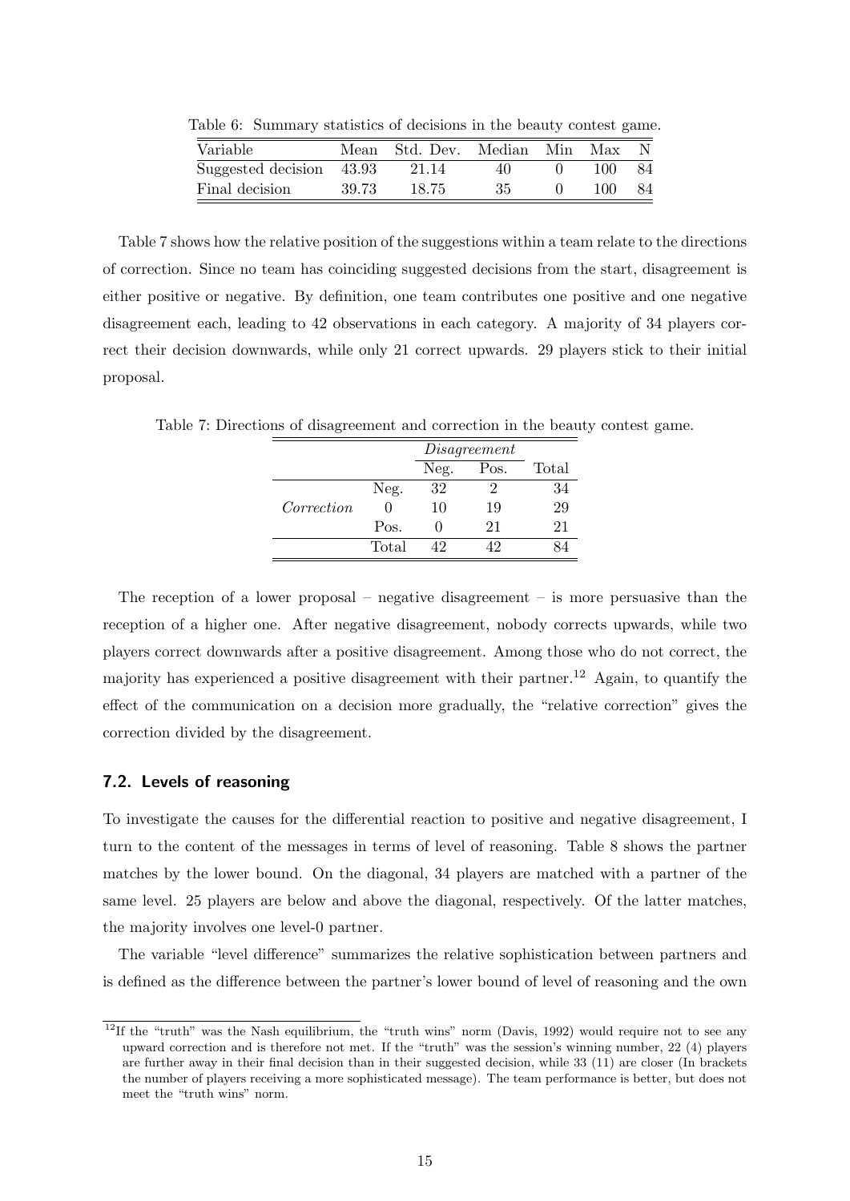Table 6: Summary statistics of decisions in the beauty contest game.

| Variable | Mean | Std. Dev. | Median | Min | Max | N |
|---|---|---|---|---|---|---|
| Suggested decision | 43.93 | 21.14 | 40 | 0 | 100 | 84 |
| Final decision | 39.73 | 18.75 | 35 | 0 | 100 | 84 |

Table 7 shows how the relative position of the suggestions within a team relate to the directions of correction. Since no team has coinciding suggested decisions from the start, disagreement is either positive or negative. By definition, one team contributes one positive and one negative disagreement each, leading to 42 observations in each category. A majority of 34 players correct their decision downwards, while only 21 correct upwards. 29 players stick to their initial proposal.

Table 7: Directions of disagreement and correction in the beauty contest game.

| | | *Disagreement* | | |
|---|---|---|---|---|
| | | Neg. | Pos. | Total |
| *Correction* | Neg. | 32 | 2 | 34 |
| | 0 | 10 | 19 | 29 |
| | Pos. | 0 | 21 | 21 |
| | Total | 42 | 42 | 84 |

The reception of a lower proposal – negative disagreement – is more persuasive than the reception of a higher one. After negative disagreement, nobody corrects upwards, while two players correct downwards after a positive disagreement. Among those who do not correct, the majority has experienced a positive disagreement with their partner.[12] Again, to quantify the effect of the communication on a decision more gradually, the "relative correction" gives the correction divided by the disagreement.

## 7.2. Levels of reasoning

To investigate the causes for the differential reaction to positive and negative disagreement, I turn to the content of the messages in terms of level of reasoning. Table 8 shows the partner matches by the lower bound. On the diagonal, 34 players are matched with a partner of the same level. 25 players are below and above the diagonal, respectively. Of the latter matches, the majority involves one level-0 partner.

The variable "level difference" summarizes the relative sophistication between partners and is defined as the difference between the partner's lower bound of level of reasoning and the own

[12] If the "truth" was the Nash equilibrium, the "truth wins" norm (Davis, 1992) would require not to see any upward correction and is therefore not met. If the "truth" was the session's winning number, 22 (4) players are further away in their final decision than in their suggested decision, while 33 (11) are closer (In brackets the number of players receiving a more sophisticated message). The team performance is better, but does not meet the "truth wins" norm.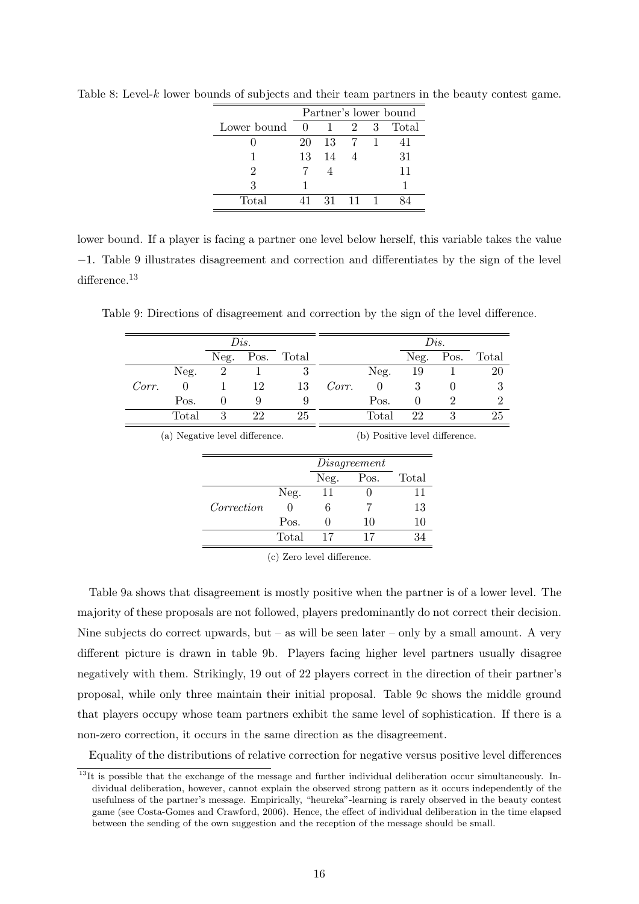Table 8: Level-$k$ lower bounds of subjects and their team partners in the beauty contest game.

| | Partner's lower bound | | | | |
|---|---|---|---|---|---|
| Lower bound | 0 | 1 | 2 | 3 | Total |
| 0 | 20 | 13 | 7 | 1 | 41 |
| 1 | 13 | 14 | 4 | | 31 |
| 2 | 7 | 4 | | | 11 |
| 3 | 1 | | | | 1 |
| Total | 41 | 31 | 11 | 1 | 84 |

lower bound. If a player is facing a partner one level below herself, this variable takes the value −1. Table 9 illustrates disagreement and correction and differentiates by the sign of the level difference.[13]

Table 9: Directions of disagreement and correction by the sign of the level difference.

| | | *Dis.* | | |
|---|---|---|---|---|
| | | Neg. | Pos. | Total |
| *Corr.* | Neg. | 2 | 1 | 3 |
| | 0 | 1 | 12 | 13 |
| | Pos. | 0 | 9 | 9 |
| | Total | 3 | 22 | 25 |

(a) Negative level difference.

| | | *Dis.* | | |
|---|---|---|---|---|
| | | Neg. | Pos. | Total |
| *Corr.* | Neg. | 19 | 1 | 20 |
| | 0 | 3 | 0 | 3 |
| | Pos. | 0 | 2 | 2 |
| | Total | 22 | 3 | 25 |

(b) Positive level difference.

| | | *Disagreement* | | |
|---|---|---|---|---|
| | | Neg. | Pos. | Total |
| *Correction* | Neg. | 11 | 0 | 11 |
| | 0 | 6 | 7 | 13 |
| | Pos. | 0 | 10 | 10 |
| | Total | 17 | 17 | 34 |

(c) Zero level difference.

Table 9a shows that disagreement is mostly positive when the partner is of a lower level. The majority of these proposals are not followed, players predominantly do not correct their decision. Nine subjects do correct upwards, but – as will be seen later – only by a small amount. A very different picture is drawn in table 9b. Players facing higher level partners usually disagree negatively with them. Strikingly, 19 out of 22 players correct in the direction of their partner's proposal, while only three maintain their initial proposal. Table 9c shows the middle ground that players occupy whose team partners exhibit the same level of sophistication. If there is a non-zero correction, it occurs in the same direction as the disagreement.

Equality of the distributions of relative correction for negative versus positive level differences

[13] It is possible that the exchange of the message and further individual deliberation occur simultaneously. Individual deliberation, however, cannot explain the observed strong pattern as it occurs independently of the usefulness of the partner's message. Empirically, "heureka"-learning is rarely observed in the beauty contest game (see Costa-Gomes and Crawford, 2006). Hence, the effect of individual deliberation in the time elapsed between the sending of the own suggestion and the reception of the message should be small.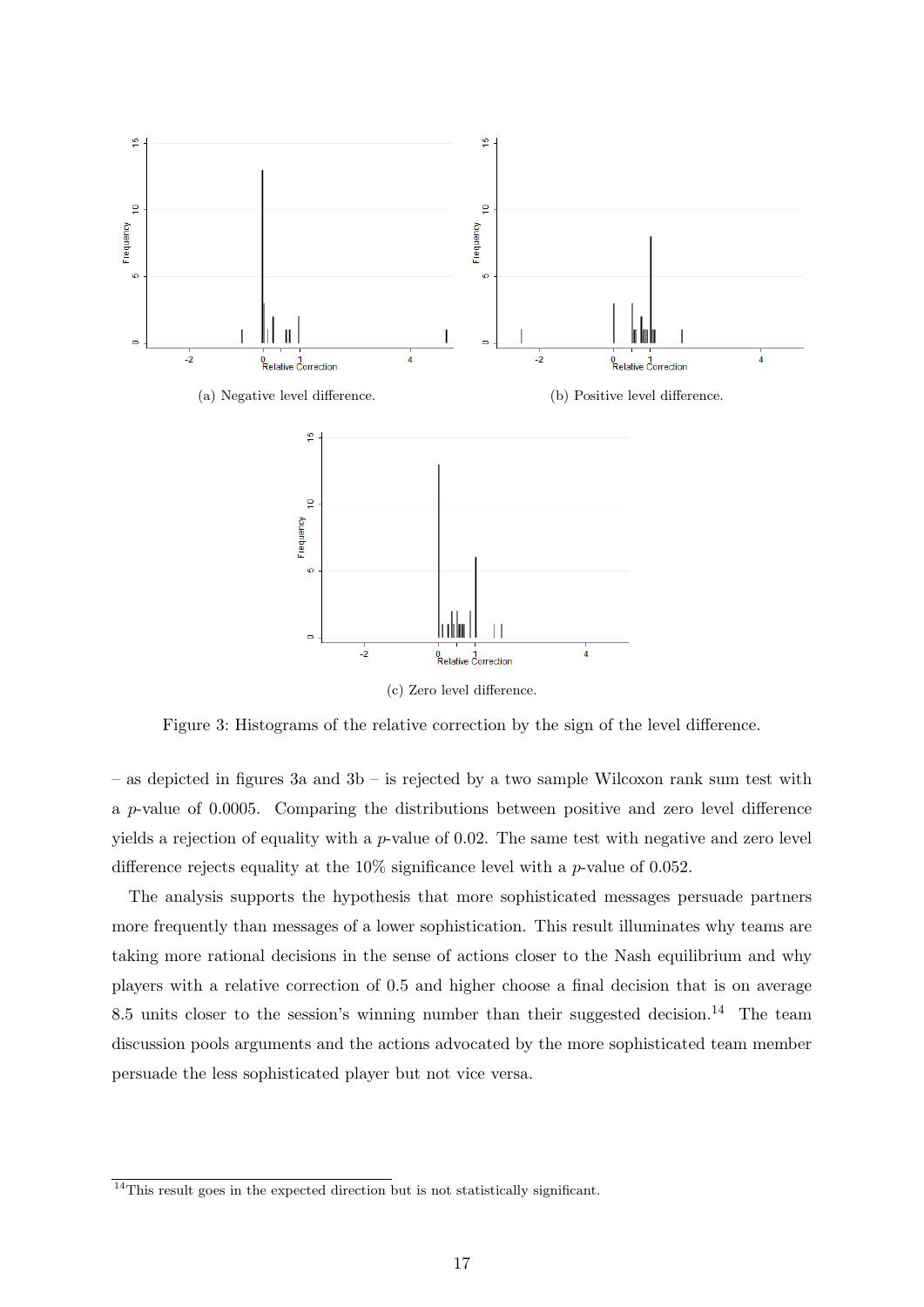(a) Negative level difference.

(b) Positive level difference.

(c) Zero level difference.

Figure 3: Histograms of the relative correction by the sign of the level difference.

– as depicted in figures 3a and 3b – is rejected by a two sample Wilcoxon rank sum test with a $p$-value of 0.0005. Comparing the distributions between positive and zero level difference yields a rejection of equality with a $p$-value of 0.02. The same test with negative and zero level difference rejects equality at the 10% significance level with a $p$-value of 0.052.

The analysis supports the hypothesis that more sophisticated messages persuade partners more frequently than messages of a lower sophistication. This result illuminates why teams are taking more rational decisions in the sense of actions closer to the Nash equilibrium and why players with a relative correction of 0.5 and higher choose a final decision that is on average 8.5 units closer to the session's winning number than their suggested decision.[14] The team discussion pools arguments and the actions advocated by the more sophisticated team member persuade the less sophisticated player but not vice versa.

[14]This result goes in the expected direction but is not statistically significant.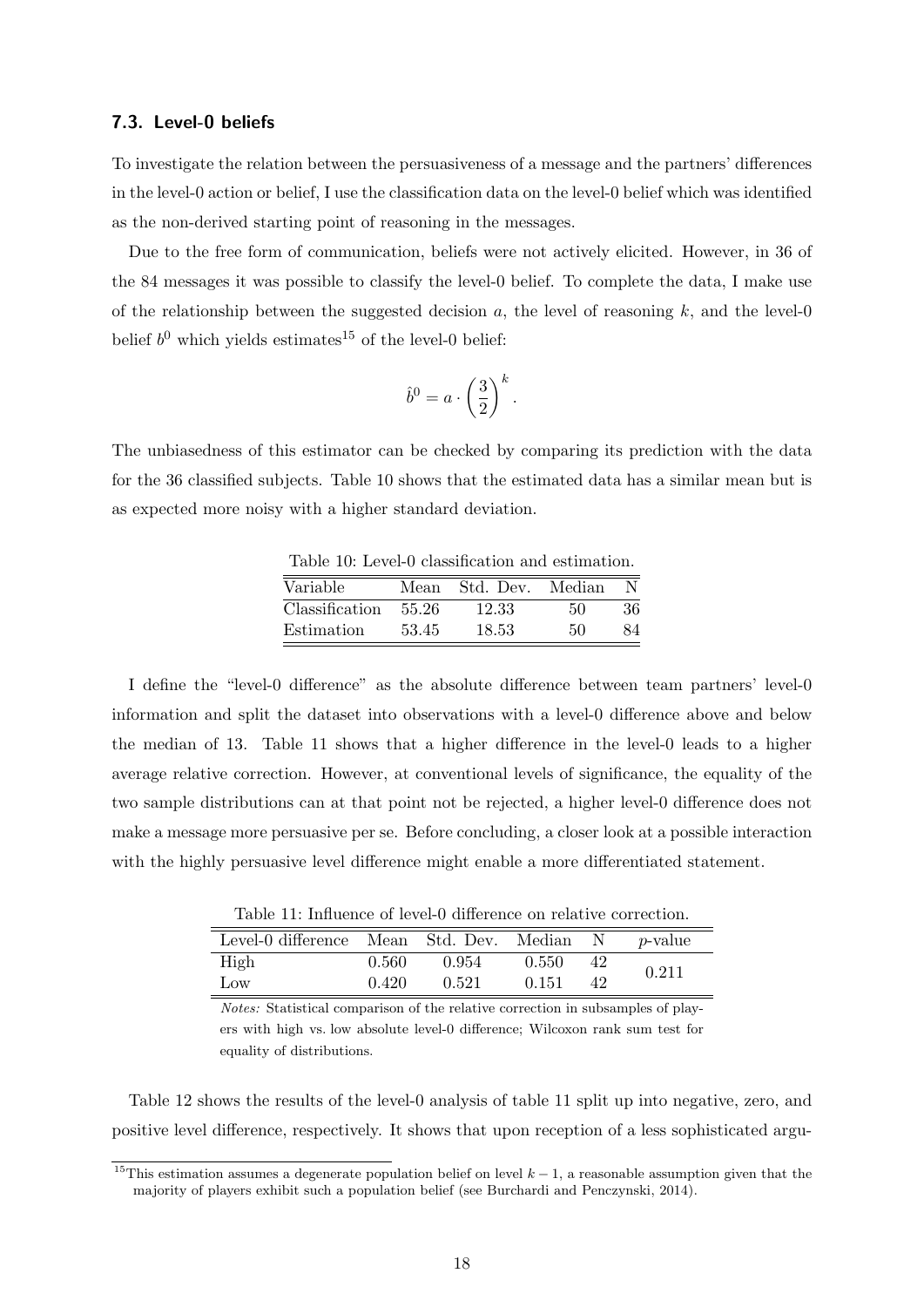### 7.3. Level-0 beliefs

To investigate the relation between the persuasiveness of a message and the partners' differences in the level-0 action or belief, I use the classification data on the level-0 belief which was identified as the non-derived starting point of reasoning in the messages.

Due to the free form of communication, beliefs were not actively elicited. However, in 36 of the 84 messages it was possible to classify the level-0 belief. To complete the data, I make use of the relationship between the suggested decision $a$, the level of reasoning $k$, and the level-0 belief $b^0$ which yields estimates[15] of the level-0 belief:

$$\hat{b}^0 = a \cdot \left(\frac{3}{2}\right)^k.$$

The unbiasedness of this estimator can be checked by comparing its prediction with the data for the 36 classified subjects. Table 10 shows that the estimated data has a similar mean but is as expected more noisy with a higher standard deviation.

Table 10: Level-0 classification and estimation.

| Variable | Mean | Std. Dev. | Median | N |
|---|---|---|---|---|
| Classification | 55.26 | 12.33 | 50 | 36 |
| Estimation | 53.45 | 18.53 | 50 | 84 |

I define the "level-0 difference" as the absolute difference between team partners' level-0 information and split the dataset into observations with a level-0 difference above and below the median of 13. Table 11 shows that a higher difference in the level-0 leads to a higher average relative correction. However, at conventional levels of significance, the equality of the two sample distributions can at that point not be rejected, a higher level-0 difference does not make a message more persuasive per se. Before concluding, a closer look at a possible interaction with the highly persuasive level difference might enable a more differentiated statement.

Table 11: Influence of level-0 difference on relative correction.

| Level-0 difference | Mean | Std. Dev. | Median | N | $p$-value |
|---|---|---|---|---|---|
| High | 0.560 | 0.954 | 0.550 | 42 | 0.211 |
| Low | 0.420 | 0.521 | 0.151 | 42 | |

*Notes:* Statistical comparison of the relative correction in subsamples of players with high vs. low absolute level-0 difference; Wilcoxon rank sum test for equality of distributions.

Table 12 shows the results of the level-0 analysis of table 11 split up into negative, zero, and positive level difference, respectively. It shows that upon reception of a less sophisticated argu-

[15] This estimation assumes a degenerate population belief on level $k-1$, a reasonable assumption given that the majority of players exhibit such a population belief (see Burchardi and Penczynski, 2014).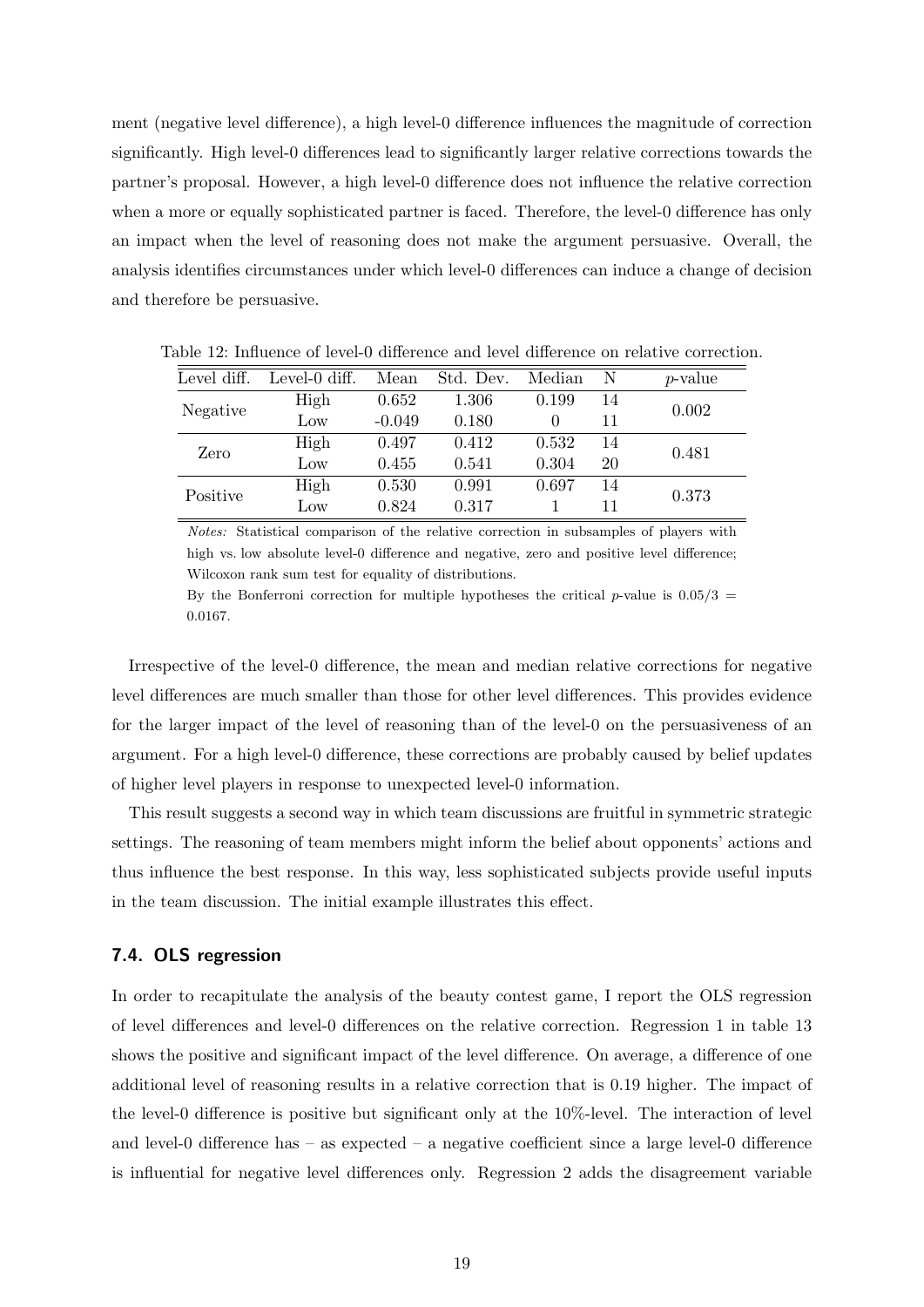ment (negative level difference), a high level-0 difference influences the magnitude of correction significantly. High level-0 differences lead to significantly larger relative corrections towards the partner's proposal. However, a high level-0 difference does not influence the relative correction when a more or equally sophisticated partner is faced. Therefore, the level-0 difference has only an impact when the level of reasoning does not make the argument persuasive. Overall, the analysis identifies circumstances under which level-0 differences can induce a change of decision and therefore be persuasive.

Table 12: Influence of level-0 difference and level difference on relative correction.

| Level diff. | Level-0 diff. | Mean | Std. Dev. | Median | N | $p$-value |
|---|---|---|---|---|---|---|
| Negative | High | 0.652 | 1.306 | 0.199 | 14 | 0.002 |
| | Low | -0.049 | 0.180 | 0 | 11 | |
| Zero | High | 0.497 | 0.412 | 0.532 | 14 | 0.481 |
| | Low | 0.455 | 0.541 | 0.304 | 20 | |
| Positive | High | 0.530 | 0.991 | 0.697 | 14 | 0.373 |
| | Low | 0.824 | 0.317 | 1 | 11 | |

*Notes:* Statistical comparison of the relative correction in subsamples of players with high vs. low absolute level-0 difference and negative, zero and positive level difference; Wilcoxon rank sum test for equality of distributions.

By the Bonferroni correction for multiple hypotheses the critical $p$-value is $0.05/3 = 0.0167$.

Irrespective of the level-0 difference, the mean and median relative corrections for negative level differences are much smaller than those for other level differences. This provides evidence for the larger impact of the level of reasoning than of the level-0 on the persuasiveness of an argument. For a high level-0 difference, these corrections are probably caused by belief updates of higher level players in response to unexpected level-0 information.

This result suggests a second way in which team discussions are fruitful in symmetric strategic settings. The reasoning of team members might inform the belief about opponents' actions and thus influence the best response. In this way, less sophisticated subjects provide useful inputs in the team discussion. The initial example illustrates this effect.

### 7.4. OLS regression

In order to recapitulate the analysis of the beauty contest game, I report the OLS regression of level differences and level-0 differences on the relative correction. Regression 1 in table 13 shows the positive and significant impact of the level difference. On average, a difference of one additional level of reasoning results in a relative correction that is 0.19 higher. The impact of the level-0 difference is positive but significant only at the 10%-level. The interaction of level and level-0 difference has – as expected – a negative coefficient since a large level-0 difference is influential for negative level differences only. Regression 2 adds the disagreement variable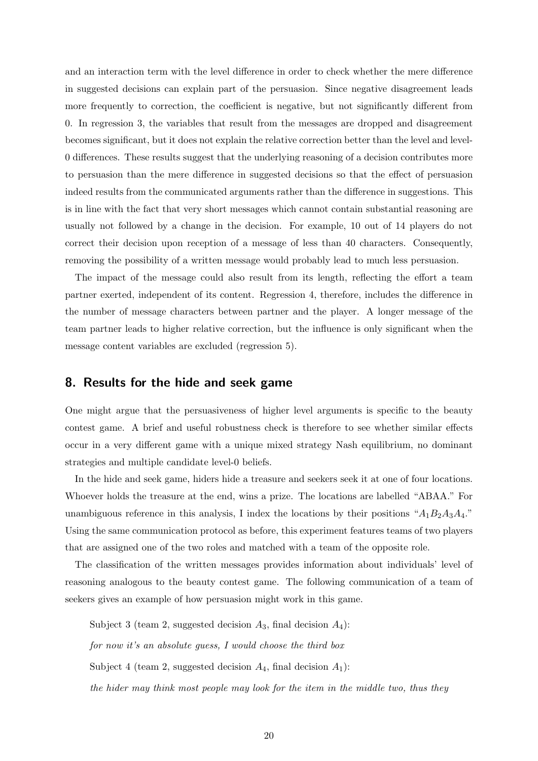and an interaction term with the level difference in order to check whether the mere difference in suggested decisions can explain part of the persuasion. Since negative disagreement leads more frequently to correction, the coefficient is negative, but not significantly different from 0. In regression 3, the variables that result from the messages are dropped and disagreement becomes significant, but it does not explain the relative correction better than the level and level-0 differences. These results suggest that the underlying reasoning of a decision contributes more to persuasion than the mere difference in suggested decisions so that the effect of persuasion indeed results from the communicated arguments rather than the difference in suggestions. This is in line with the fact that very short messages which cannot contain substantial reasoning are usually not followed by a change in the decision. For example, 10 out of 14 players do not correct their decision upon reception of a message of less than 40 characters. Consequently, removing the possibility of a written message would probably lead to much less persuasion.

The impact of the message could also result from its length, reflecting the effort a team partner exerted, independent of its content. Regression 4, therefore, includes the difference in the number of message characters between partner and the player. A longer message of the team partner leads to higher relative correction, but the influence is only significant when the message content variables are excluded (regression 5).

## 8. Results for the hide and seek game

One might argue that the persuasiveness of higher level arguments is specific to the beauty contest game. A brief and useful robustness check is therefore to see whether similar effects occur in a very different game with a unique mixed strategy Nash equilibrium, no dominant strategies and multiple candidate level-0 beliefs.

In the hide and seek game, hiders hide a treasure and seekers seek it at one of four locations. Whoever holds the treasure at the end, wins a prize. The locations are labelled "ABAA." For unambiguous reference in this analysis, I index the locations by their positions "$A_1B_2A_3A_4$." Using the same communication protocol as before, this experiment features teams of two players that are assigned one of the two roles and matched with a team of the opposite role.

The classification of the written messages provides information about individuals' level of reasoning analogous to the beauty contest game. The following communication of a team of seekers gives an example of how persuasion might work in this game.

Subject 3 (team 2, suggested decision $A_3$, final decision $A_4$):

*for now it's an absolute guess, I would choose the third box*

Subject 4 (team 2, suggested decision $A_4$, final decision $A_1$):

*the hider may think most people may look for the item in the middle two, thus they*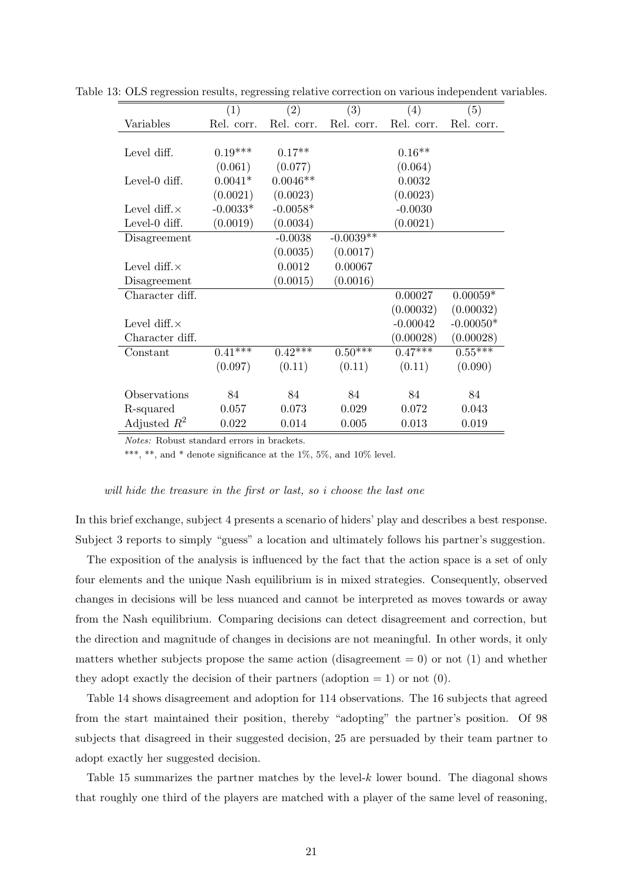Table 13: OLS regression results, regressing relative correction on various independent variables.

| Variables | (1) Rel. corr. | (2) Rel. corr. | (3) Rel. corr. | (4) Rel. corr. | (5) Rel. corr. |
|---|---|---|---|---|---|
| Level diff. | 0.19*** | 0.17** | | 0.16** | |
| | (0.061) | (0.077) | | (0.064) | |
| Level-0 diff. | 0.0041* | 0.0046** | | 0.0032 | |
| | (0.0021) | (0.0023) | | (0.0023) | |
| Level diff.× Level-0 diff. | -0.0033* | -0.0058* | | -0.0030 | |
| | (0.0019) | (0.0034) | | (0.0021) | |
| Disagreement | | -0.0038 | -0.0039** | | |
| | | (0.0035) | (0.0017) | | |
| Level diff.× Disagreement | | 0.0012 | 0.00067 | | |
| | | (0.0015) | (0.0016) | | |
| Character diff. | | | | 0.00027 | 0.00059* |
| | | | | (0.00032) | (0.00032) |
| Level diff.× Character diff. | | | | -0.00042 | -0.00050* |
| | | | | (0.00028) | (0.00028) |
| Constant | 0.41*** | 0.42*** | 0.50*** | 0.47*** | 0.55*** |
| | (0.097) | (0.11) | (0.11) | (0.11) | (0.090) |
| Observations | 84 | 84 | 84 | 84 | 84 |
| R-squared | 0.057 | 0.073 | 0.029 | 0.072 | 0.043 |
| Adjusted $R^2$ | 0.022 | 0.014 | 0.005 | 0.013 | 0.019 |

*Notes:* Robust standard errors in brackets.

***, **, and * denote significance at the 1%, 5%, and 10% level.

*will hide the treasure in the first or last, so i choose the last one*

In this brief exchange, subject 4 presents a scenario of hiders' play and describes a best response. Subject 3 reports to simply "guess" a location and ultimately follows his partner's suggestion.

The exposition of the analysis is influenced by the fact that the action space is a set of only four elements and the unique Nash equilibrium is in mixed strategies. Consequently, observed changes in decisions will be less nuanced and cannot be interpreted as moves towards or away from the Nash equilibrium. Comparing decisions can detect disagreement and correction, but the direction and magnitude of changes in decisions are not meaningful. In other words, it only matters whether subjects propose the same action (disagreement = 0) or not (1) and whether they adopt exactly the decision of their partners (adoption = 1) or not (0).

Table 14 shows disagreement and adoption for 114 observations. The 16 subjects that agreed from the start maintained their position, thereby "adopting" the partner's position. Of 98 subjects that disagreed in their suggested decision, 25 are persuaded by their team partner to adopt exactly her suggested decision.

Table 15 summarizes the partner matches by the level-$k$ lower bound. The diagonal shows that roughly one third of the players are matched with a player of the same level of reasoning,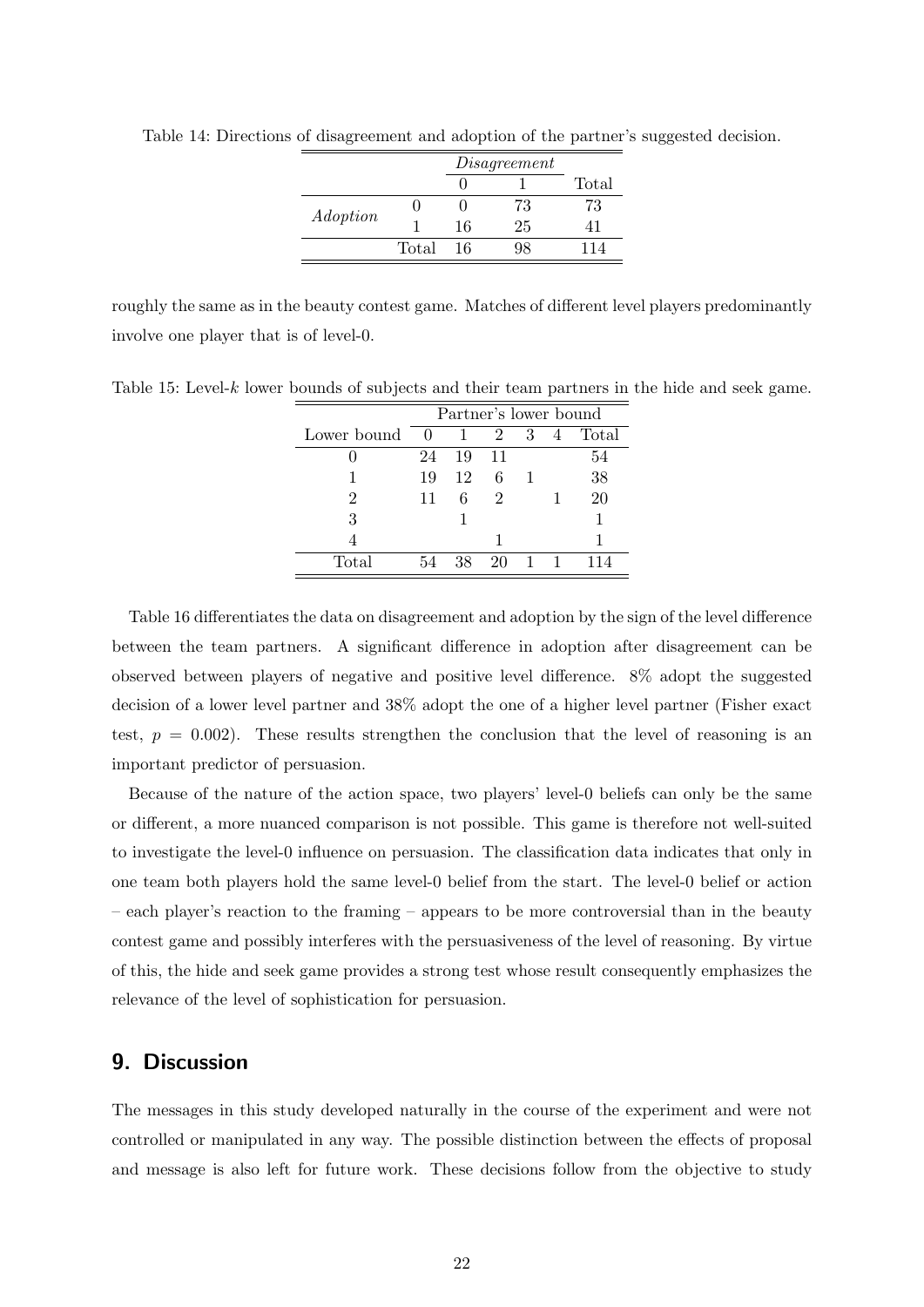Table 14: Directions of disagreement and adoption of the partner's suggested decision.

| | | *Disagreement* | | |
|---|---|---|---|---|
| | | 0 | 1 | Total |
| *Adoption* | 0 | 0 | 73 | 73 |
| | 1 | 16 | 25 | 41 |
| | Total | 16 | 98 | 114 |

roughly the same as in the beauty contest game. Matches of different level players predominantly involve one player that is of level-0.

Table 15: Level-$k$ lower bounds of subjects and their team partners in the hide and seek game.

| | Partner's lower bound | | | | | |
|---|---|---|---|---|---|---|
| Lower bound | 0 | 1 | 2 | 3 | 4 | Total |
| 0 | 24 | 19 | 11 | | | 54 |
| 1 | 19 | 12 | 6 | 1 | | 38 |
| 2 | 11 | 6 | 2 | | 1 | 20 |
| 3 | | 1 | | | | 1 |
| 4 | | | 1 | | | 1 |
| Total | 54 | 38 | 20 | 1 | 1 | 114 |

Table 16 differentiates the data on disagreement and adoption by the sign of the level difference between the team partners. A significant difference in adoption after disagreement can be observed between players of negative and positive level difference. 8% adopt the suggested decision of a lower level partner and 38% adopt the one of a higher level partner (Fisher exact test, $p = 0.002$). These results strengthen the conclusion that the level of reasoning is an important predictor of persuasion.

Because of the nature of the action space, two players' level-0 beliefs can only be the same or different, a more nuanced comparison is not possible. This game is therefore not well-suited to investigate the level-0 influence on persuasion. The classification data indicates that only in one team both players hold the same level-0 belief from the start. The level-0 belief or action – each player's reaction to the framing – appears to be more controversial than in the beauty contest game and possibly interferes with the persuasiveness of the level of reasoning. By virtue of this, the hide and seek game provides a strong test whose result consequently emphasizes the relevance of the level of sophistication for persuasion.

## 9. Discussion

The messages in this study developed naturally in the course of the experiment and were not controlled or manipulated in any way. The possible distinction between the effects of proposal and message is also left for future work. These decisions follow from the objective to study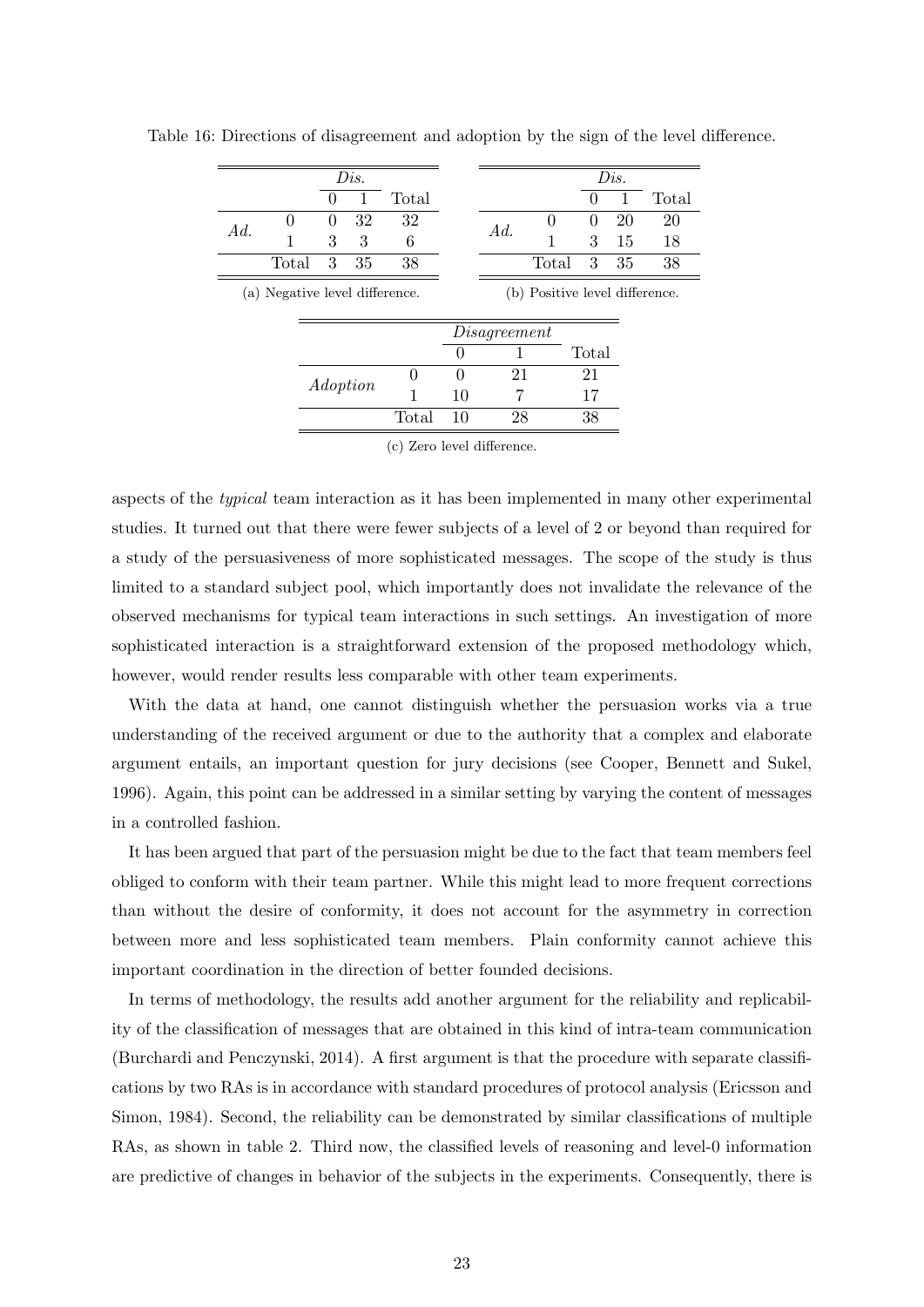Table 16: Directions of disagreement and adoption by the sign of the level difference.

| | | *Dis.* | | |
|---|---|---|---|---|
| | | 0 | 1 | Total |
| *Ad.* | 0 | 0 | 32 | 32 |
| | 1 | 3 | 3 | 6 |
| | Total | 3 | 35 | 38 |

(a) Negative level difference.

| | | *Dis.* | | |
|---|---|---|---|---|
| | | 0 | 1 | Total |
| *Ad.* | 0 | 0 | 20 | 20 |
| | 1 | 3 | 15 | 18 |
| | Total | 3 | 35 | 38 |

(b) Positive level difference.

| | | *Disagreement* | | |
|---|---|---|---|---|
| | | 0 | 1 | Total |
| *Adoption* | 0 | 0 | 21 | 21 |
| | 1 | 10 | 7 | 17 |
| | Total | 10 | 28 | 38 |

(c) Zero level difference.

aspects of the *typical* team interaction as it has been implemented in many other experimental studies. It turned out that there were fewer subjects of a level of 2 or beyond than required for a study of the persuasiveness of more sophisticated messages. The scope of the study is thus limited to a standard subject pool, which importantly does not invalidate the relevance of the observed mechanisms for typical team interactions in such settings. An investigation of more sophisticated interaction is a straightforward extension of the proposed methodology which, however, would render results less comparable with other team experiments.

With the data at hand, one cannot distinguish whether the persuasion works via a true understanding of the received argument or due to the authority that a complex and elaborate argument entails, an important question for jury decisions (see Cooper, Bennett and Sukel, 1996). Again, this point can be addressed in a similar setting by varying the content of messages in a controlled fashion.

It has been argued that part of the persuasion might be due to the fact that team members feel obliged to conform with their team partner. While this might lead to more frequent corrections than without the desire of conformity, it does not account for the asymmetry in correction between more and less sophisticated team members. Plain conformity cannot achieve this important coordination in the direction of better founded decisions.

In terms of methodology, the results add another argument for the reliability and replicability of the classification of messages that are obtained in this kind of intra-team communication (Burchardi and Penczynski, 2014). A first argument is that the procedure with separate classifications by two RAs is in accordance with standard procedures of protocol analysis (Ericsson and Simon, 1984). Second, the reliability can be demonstrated by similar classifications of multiple RAs, as shown in table 2. Third now, the classified levels of reasoning and level-0 information are predictive of changes in behavior of the subjects in the experiments. Consequently, there is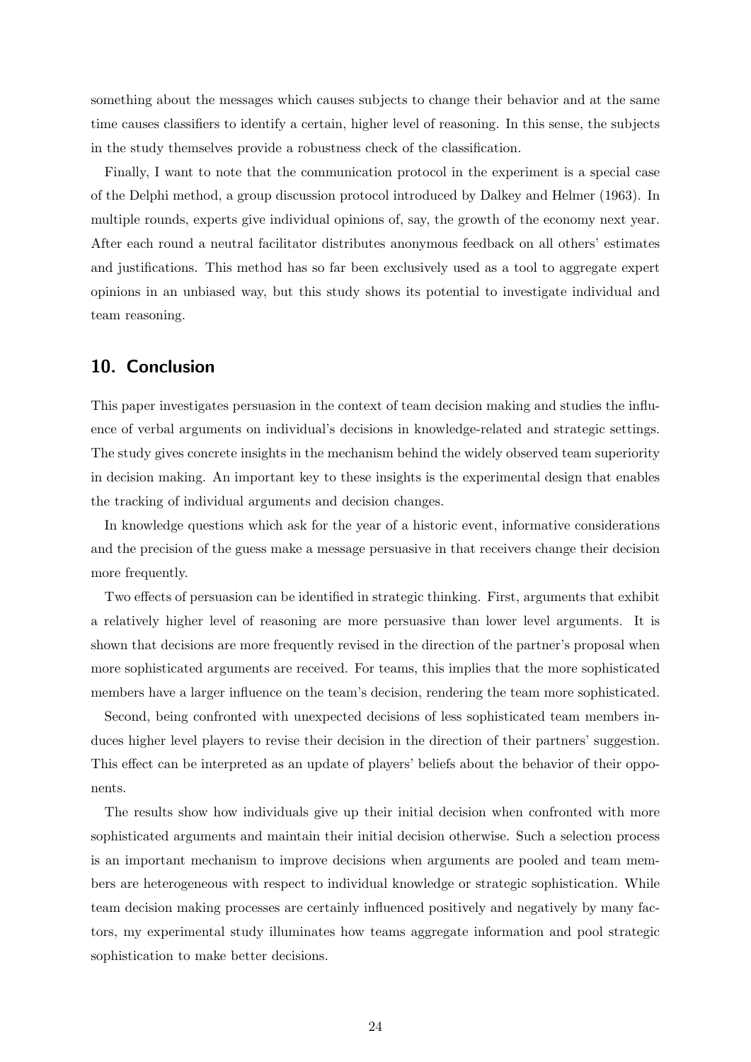something about the messages which causes subjects to change their behavior and at the same time causes classifiers to identify a certain, higher level of reasoning. In this sense, the subjects in the study themselves provide a robustness check of the classification.

Finally, I want to note that the communication protocol in the experiment is a special case of the Delphi method, a group discussion protocol introduced by Dalkey and Helmer (1963). In multiple rounds, experts give individual opinions of, say, the growth of the economy next year. After each round a neutral facilitator distributes anonymous feedback on all others' estimates and justifications. This method has so far been exclusively used as a tool to aggregate expert opinions in an unbiased way, but this study shows its potential to investigate individual and team reasoning.

## 10. Conclusion

This paper investigates persuasion in the context of team decision making and studies the influence of verbal arguments on individual's decisions in knowledge-related and strategic settings. The study gives concrete insights in the mechanism behind the widely observed team superiority in decision making. An important key to these insights is the experimental design that enables the tracking of individual arguments and decision changes.

In knowledge questions which ask for the year of a historic event, informative considerations and the precision of the guess make a message persuasive in that receivers change their decision more frequently.

Two effects of persuasion can be identified in strategic thinking. First, arguments that exhibit a relatively higher level of reasoning are more persuasive than lower level arguments. It is shown that decisions are more frequently revised in the direction of the partner's proposal when more sophisticated arguments are received. For teams, this implies that the more sophisticated members have a larger influence on the team's decision, rendering the team more sophisticated.

Second, being confronted with unexpected decisions of less sophisticated team members induces higher level players to revise their decision in the direction of their partners' suggestion. This effect can be interpreted as an update of players' beliefs about the behavior of their opponents.

The results show how individuals give up their initial decision when confronted with more sophisticated arguments and maintain their initial decision otherwise. Such a selection process is an important mechanism to improve decisions when arguments are pooled and team members are heterogeneous with respect to individual knowledge or strategic sophistication. While team decision making processes are certainly influenced positively and negatively by many factors, my experimental study illuminates how teams aggregate information and pool strategic sophistication to make better decisions.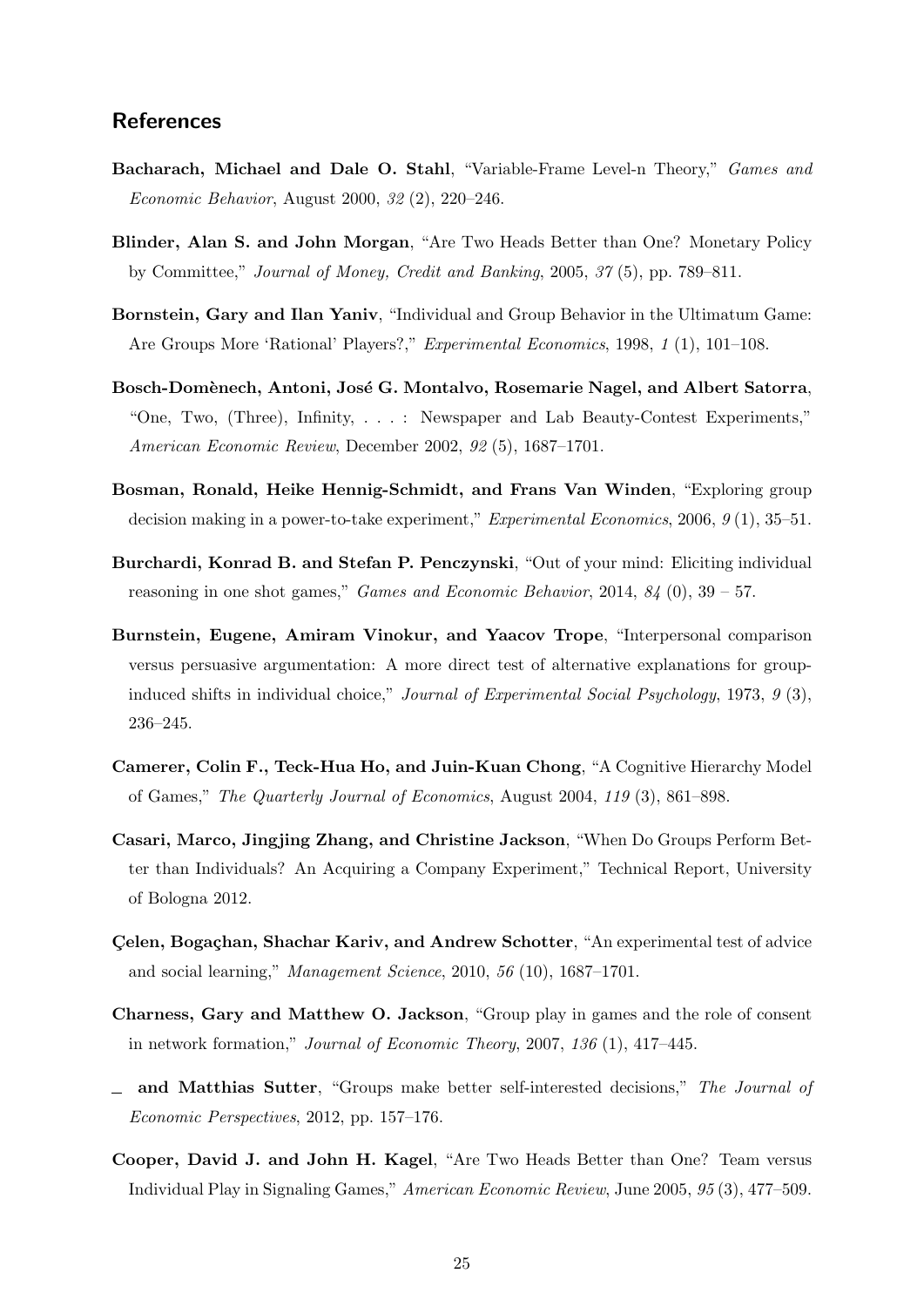## References

**Bacharach, Michael and Dale O. Stahl**, "Variable-Frame Level-n Theory," *Games and Economic Behavior*, August 2000, *32* (2), 220–246.

**Blinder, Alan S. and John Morgan**, "Are Two Heads Better than One? Monetary Policy by Committee," *Journal of Money, Credit and Banking*, 2005, *37* (5), pp. 789–811.

**Bornstein, Gary and Ilan Yaniv**, "Individual and Group Behavior in the Ultimatum Game: Are Groups More 'Rational' Players?," *Experimental Economics*, 1998, *1* (1), 101–108.

**Bosch-Domènech, Antoni, José G. Montalvo, Rosemarie Nagel, and Albert Satorra**, "One, Two, (Three), Infinity, . . . : Newspaper and Lab Beauty-Contest Experiments," *American Economic Review*, December 2002, *92* (5), 1687–1701.

**Bosman, Ronald, Heike Hennig-Schmidt, and Frans Van Winden**, "Exploring group decision making in a power-to-take experiment," *Experimental Economics*, 2006, *9* (1), 35–51.

**Burchardi, Konrad B. and Stefan P. Penczynski**, "Out of your mind: Eliciting individual reasoning in one shot games," *Games and Economic Behavior*, 2014, *84* (0), 39 – 57.

**Burnstein, Eugene, Amiram Vinokur, and Yaacov Trope**, "Interpersonal comparison versus persuasive argumentation: A more direct test of alternative explanations for group-induced shifts in individual choice," *Journal of Experimental Social Psychology*, 1973, *9* (3), 236–245.

**Camerer, Colin F., Teck-Hua Ho, and Juin-Kuan Chong**, "A Cognitive Hierarchy Model of Games," *The Quarterly Journal of Economics*, August 2004, *119* (3), 861–898.

**Casari, Marco, Jingjing Zhang, and Christine Jackson**, "When Do Groups Perform Better than Individuals? An Acquiring a Company Experiment," Technical Report, University of Bologna 2012.

**Çelen, Bogaçhan, Shachar Kariv, and Andrew Schotter**, "An experimental test of advice and social learning," *Management Science*, 2010, *56* (10), 1687–1701.

**Charness, Gary and Matthew O. Jackson**, "Group play in games and the role of consent in network formation," *Journal of Economic Theory*, 2007, *136* (1), 417–445.

_ **and Matthias Sutter**, "Groups make better self-interested decisions," *The Journal of Economic Perspectives*, 2012, pp. 157–176.

**Cooper, David J. and John H. Kagel**, "Are Two Heads Better than One? Team versus Individual Play in Signaling Games," *American Economic Review*, June 2005, *95* (3), 477–509.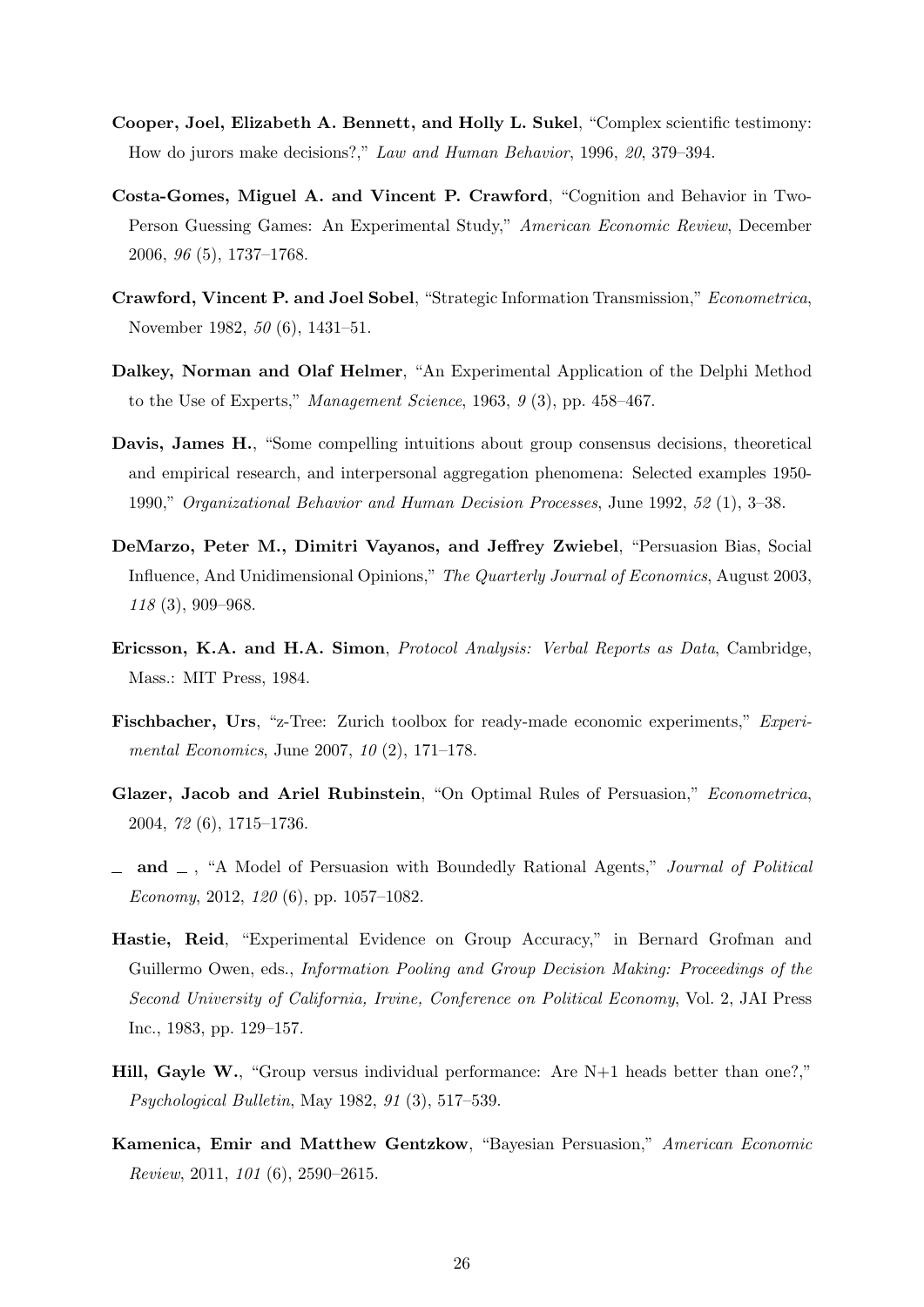**Cooper, Joel, Elizabeth A. Bennett, and Holly L. Sukel**, "Complex scientific testimony: How do jurors make decisions?," *Law and Human Behavior*, 1996, *20*, 379–394.

**Costa-Gomes, Miguel A. and Vincent P. Crawford**, "Cognition and Behavior in Two-Person Guessing Games: An Experimental Study," *American Economic Review*, December 2006, *96* (5), 1737–1768.

**Crawford, Vincent P. and Joel Sobel**, "Strategic Information Transmission," *Econometrica*, November 1982, *50* (6), 1431–51.

**Dalkey, Norman and Olaf Helmer**, "An Experimental Application of the Delphi Method to the Use of Experts," *Management Science*, 1963, *9* (3), pp. 458–467.

**Davis, James H.**, "Some compelling intuitions about group consensus decisions, theoretical and empirical research, and interpersonal aggregation phenomena: Selected examples 1950-1990," *Organizational Behavior and Human Decision Processes*, June 1992, *52* (1), 3–38.

**DeMarzo, Peter M., Dimitri Vayanos, and Jeffrey Zwiebel**, "Persuasion Bias, Social Influence, And Unidimensional Opinions," *The Quarterly Journal of Economics*, August 2003, *118* (3), 909–968.

**Ericsson, K.A. and H.A. Simon**, *Protocol Analysis: Verbal Reports as Data*, Cambridge, Mass.: MIT Press, 1984.

**Fischbacher, Urs**, "z-Tree: Zurich toolbox for ready-made economic experiments," *Experimental Economics*, June 2007, *10* (2), 171–178.

**Glazer, Jacob and Ariel Rubinstein**, "On Optimal Rules of Persuasion," *Econometrica*, 2004, *72* (6), 1715–1736.

**\_ and \_** , "A Model of Persuasion with Boundedly Rational Agents," *Journal of Political Economy*, 2012, *120* (6), pp. 1057–1082.

**Hastie, Reid**, "Experimental Evidence on Group Accuracy," in Bernard Grofman and Guillermo Owen, eds., *Information Pooling and Group Decision Making: Proceedings of the Second University of California, Irvine, Conference on Political Economy*, Vol. 2, JAI Press Inc., 1983, pp. 129–157.

**Hill, Gayle W.**, "Group versus individual performance: Are N+1 heads better than one?," *Psychological Bulletin*, May 1982, *91* (3), 517–539.

**Kamenica, Emir and Matthew Gentzkow**, "Bayesian Persuasion," *American Economic Review*, 2011, *101* (6), 2590–2615.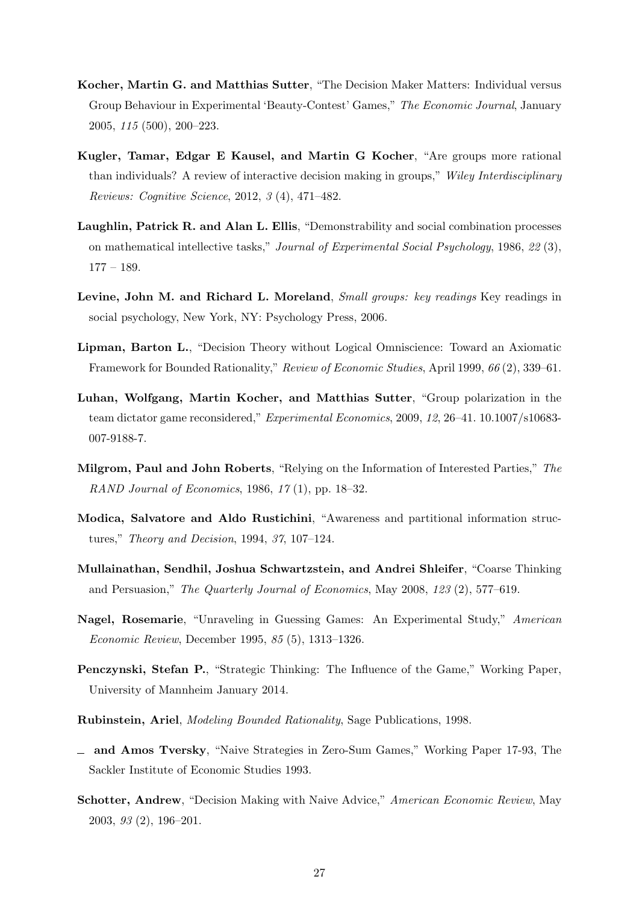**Kocher, Martin G. and Matthias Sutter**, "The Decision Maker Matters: Individual versus Group Behaviour in Experimental 'Beauty-Contest' Games," *The Economic Journal*, January 2005, *115* (500), 200–223.

**Kugler, Tamar, Edgar E Kausel, and Martin G Kocher**, "Are groups more rational than individuals? A review of interactive decision making in groups," *Wiley Interdisciplinary Reviews: Cognitive Science*, 2012, *3* (4), 471–482.

**Laughlin, Patrick R. and Alan L. Ellis**, "Demonstrability and social combination processes on mathematical intellective tasks," *Journal of Experimental Social Psychology*, 1986, *22* (3), 177 – 189.

**Levine, John M. and Richard L. Moreland**, *Small groups: key readings* Key readings in social psychology, New York, NY: Psychology Press, 2006.

**Lipman, Barton L.**, "Decision Theory without Logical Omniscience: Toward an Axiomatic Framework for Bounded Rationality," *Review of Economic Studies*, April 1999, *66* (2), 339–61.

**Luhan, Wolfgang, Martin Kocher, and Matthias Sutter**, "Group polarization in the team dictator game reconsidered," *Experimental Economics*, 2009, *12*, 26–41. 10.1007/s10683-007-9188-7.

**Milgrom, Paul and John Roberts**, "Relying on the Information of Interested Parties," *The RAND Journal of Economics*, 1986, *17* (1), pp. 18–32.

**Modica, Salvatore and Aldo Rustichini**, "Awareness and partitional information structures," *Theory and Decision*, 1994, *37*, 107–124.

**Mullainathan, Sendhil, Joshua Schwartzstein, and Andrei Shleifer**, "Coarse Thinking and Persuasion," *The Quarterly Journal of Economics*, May 2008, *123* (2), 577–619.

**Nagel, Rosemarie**, "Unraveling in Guessing Games: An Experimental Study," *American Economic Review*, December 1995, *85* (5), 1313–1326.

**Penczynski, Stefan P.**, "Strategic Thinking: The Influence of the Game," Working Paper, University of Mannheim January 2014.

**Rubinstein, Ariel**, *Modeling Bounded Rationality*, Sage Publications, 1998.

_ **and Amos Tversky**, "Naive Strategies in Zero-Sum Games," Working Paper 17-93, The Sackler Institute of Economic Studies 1993.

**Schotter, Andrew**, "Decision Making with Naive Advice," *American Economic Review*, May 2003, *93* (2), 196–201.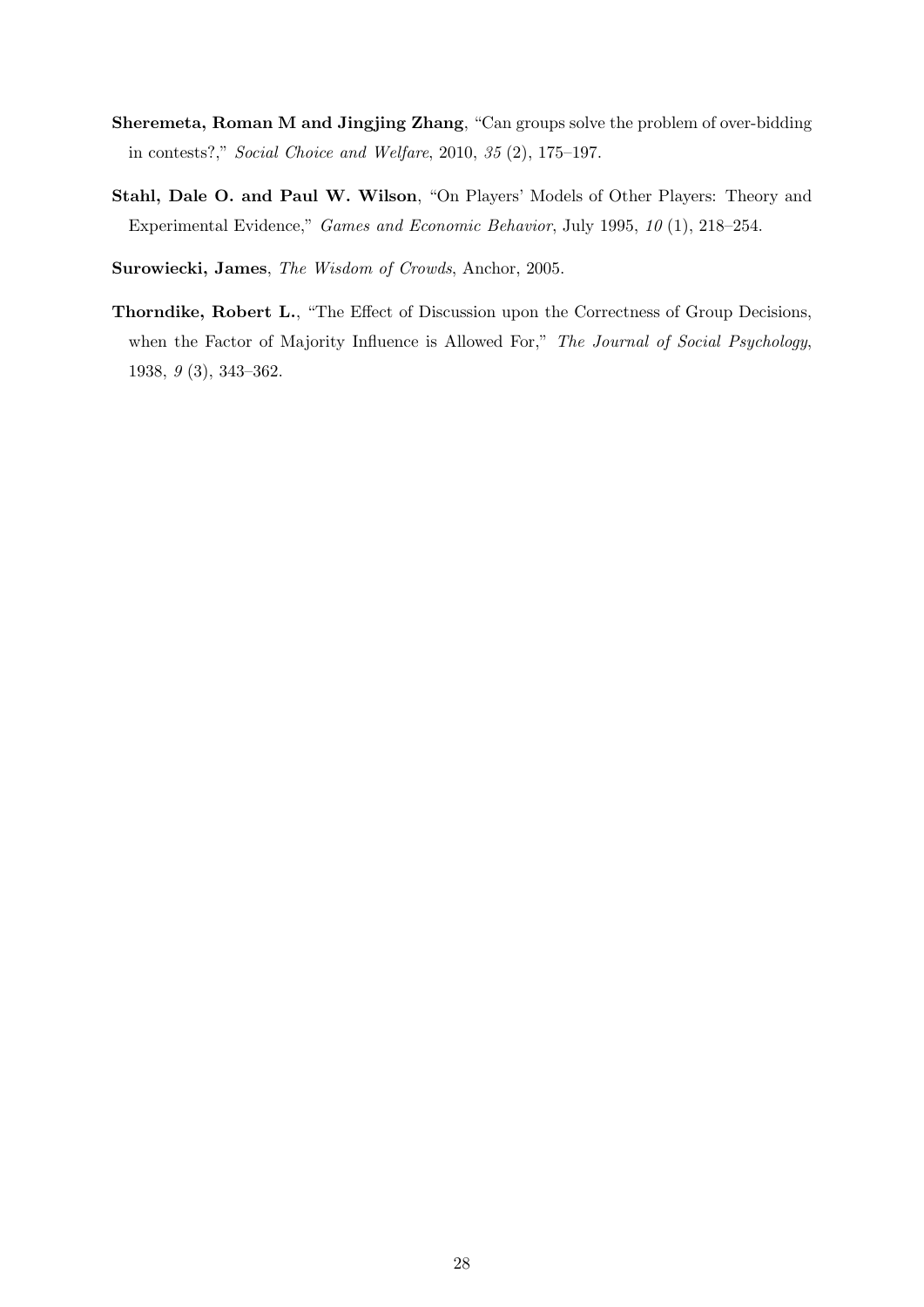**Sheremeta, Roman M and Jingjing Zhang**, "Can groups solve the problem of over-bidding in contests?," *Social Choice and Welfare*, 2010, *35* (2), 175–197.

**Stahl, Dale O. and Paul W. Wilson**, "On Players' Models of Other Players: Theory and Experimental Evidence," *Games and Economic Behavior*, July 1995, *10* (1), 218–254.

**Surowiecki, James**, *The Wisdom of Crowds*, Anchor, 2005.

**Thorndike, Robert L.**, "The Effect of Discussion upon the Correctness of Group Decisions, when the Factor of Majority Influence is Allowed For," *The Journal of Social Psychology*, 1938, *9* (3), 343–362.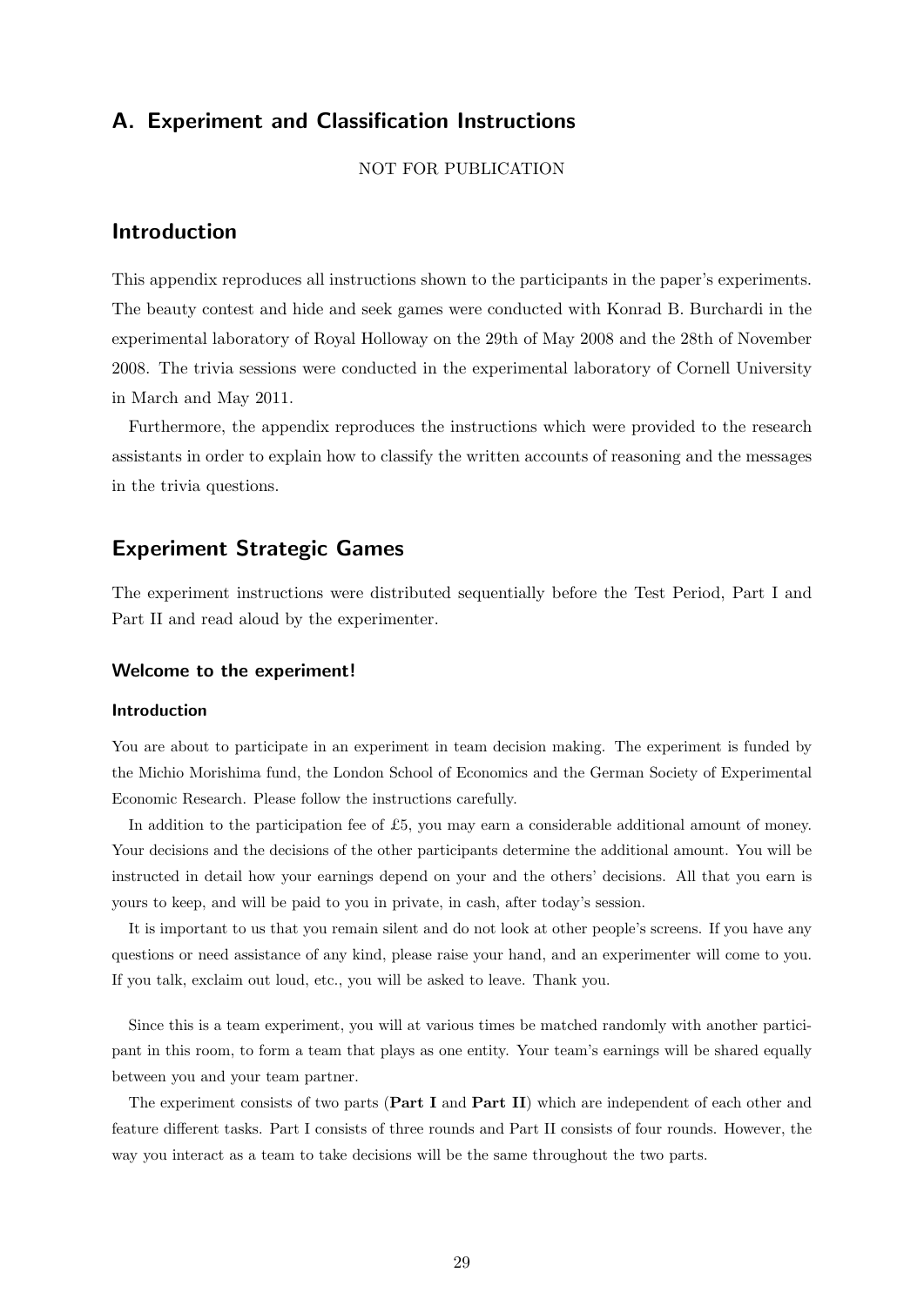## A. Experiment and Classification Instructions

NOT FOR PUBLICATION

## Introduction

This appendix reproduces all instructions shown to the participants in the paper's experiments. The beauty contest and hide and seek games were conducted with Konrad B. Burchardi in the experimental laboratory of Royal Holloway on the 29th of May 2008 and the 28th of November 2008. The trivia sessions were conducted in the experimental laboratory of Cornell University in March and May 2011.

Furthermore, the appendix reproduces the instructions which were provided to the research assistants in order to explain how to classify the written accounts of reasoning and the messages in the trivia questions.

## Experiment Strategic Games

The experiment instructions were distributed sequentially before the Test Period, Part I and Part II and read aloud by the experimenter.

### Welcome to the experiment!

#### Introduction

You are about to participate in an experiment in team decision making. The experiment is funded by the Michio Morishima fund, the London School of Economics and the German Society of Experimental Economic Research. Please follow the instructions carefully.

In addition to the participation fee of £5, you may earn a considerable additional amount of money. Your decisions and the decisions of the other participants determine the additional amount. You will be instructed in detail how your earnings depend on your and the others' decisions. All that you earn is yours to keep, and will be paid to you in private, in cash, after today's session.

It is important to us that you remain silent and do not look at other people's screens. If you have any questions or need assistance of any kind, please raise your hand, and an experimenter will come to you. If you talk, exclaim out loud, etc., you will be asked to leave. Thank you.

Since this is a team experiment, you will at various times be matched randomly with another participant in this room, to form a team that plays as one entity. Your team's earnings will be shared equally between you and your team partner.

The experiment consists of two parts (**Part I** and **Part II**) which are independent of each other and feature different tasks. Part I consists of three rounds and Part II consists of four rounds. However, the way you interact as a team to take decisions will be the same throughout the two parts.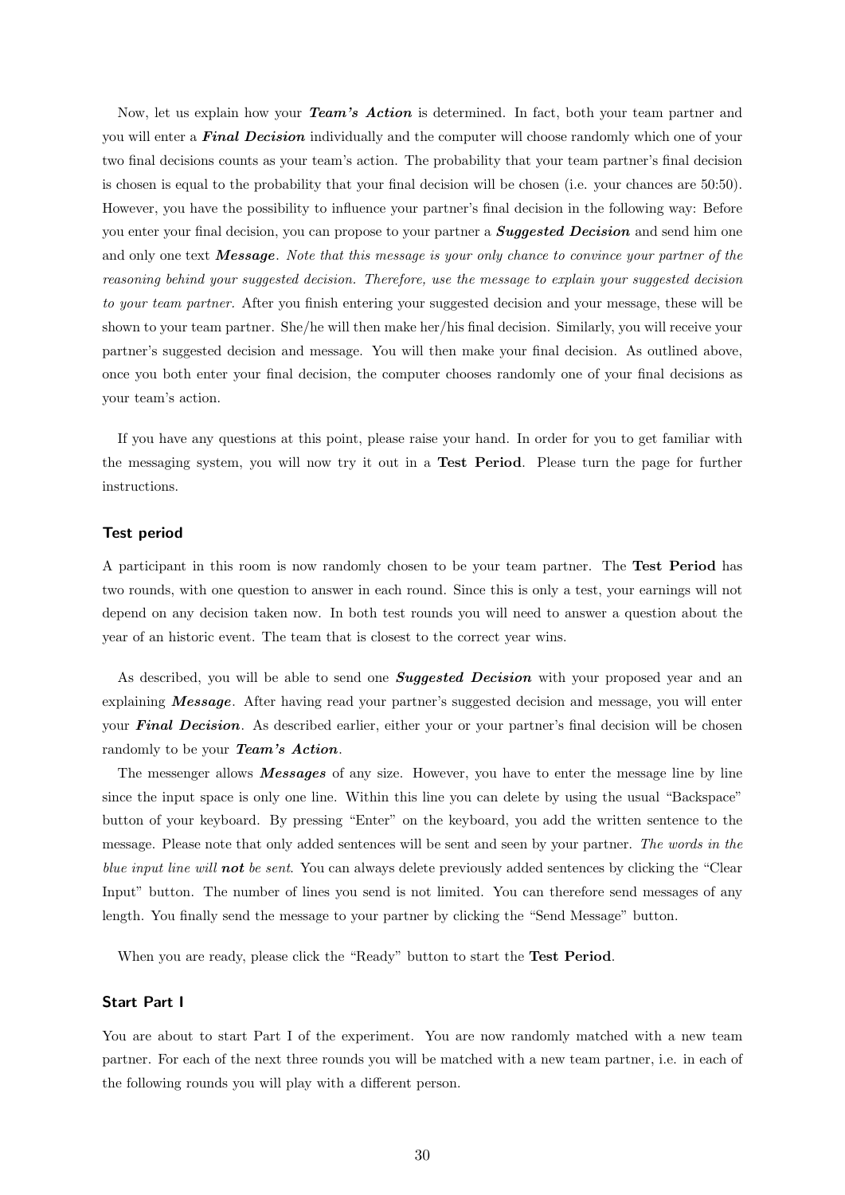Now, let us explain how your ***Team's Action*** is determined. In fact, both your team partner and you will enter a ***Final Decision*** individually and the computer will choose randomly which one of your two final decisions counts as your team's action. The probability that your team partner's final decision is chosen is equal to the probability that your final decision will be chosen (i.e. your chances are 50:50). However, you have the possibility to influence your partner's final decision in the following way: Before you enter your final decision, you can propose to your partner a ***Suggested Decision*** and send him one and only one text ***Message***. *Note that this message is your only chance to convince your partner of the reasoning behind your suggested decision. Therefore, use the message to explain your suggested decision to your team partner.* After you finish entering your suggested decision and your message, these will be shown to your team partner. She/he will then make her/his final decision. Similarly, you will receive your partner's suggested decision and message. You will then make your final decision. As outlined above, once you both enter your final decision, the computer chooses randomly one of your final decisions as your team's action.

If you have any questions at this point, please raise your hand. In order for you to get familiar with the messaging system, you will now try it out in a **Test Period**. Please turn the page for further instructions.

### Test period

A participant in this room is now randomly chosen to be your team partner. The **Test Period** has two rounds, with one question to answer in each round. Since this is only a test, your earnings will not depend on any decision taken now. In both test rounds you will need to answer a question about the year of an historic event. The team that is closest to the correct year wins.

As described, you will be able to send one ***Suggested Decision*** with your proposed year and an explaining ***Message***. After having read your partner's suggested decision and message, you will enter your ***Final Decision***. As described earlier, either your or your partner's final decision will be chosen randomly to be your ***Team's Action***.

The messenger allows ***Messages*** of any size. However, you have to enter the message line by line since the input space is only one line. Within this line you can delete by using the usual "Backspace" button of your keyboard. By pressing "Enter" on the keyboard, you add the written sentence to the message. Please note that only added sentences will be sent and seen by your partner. *The words in the blue input line will **not** be sent*. You can always delete previously added sentences by clicking the "Clear Input" button. The number of lines you send is not limited. You can therefore send messages of any length. You finally send the message to your partner by clicking the "Send Message" button.

When you are ready, please click the "Ready" button to start the **Test Period**.

### Start Part I

You are about to start Part I of the experiment. You are now randomly matched with a new team partner. For each of the next three rounds you will be matched with a new team partner, i.e. in each of the following rounds you will play with a different person.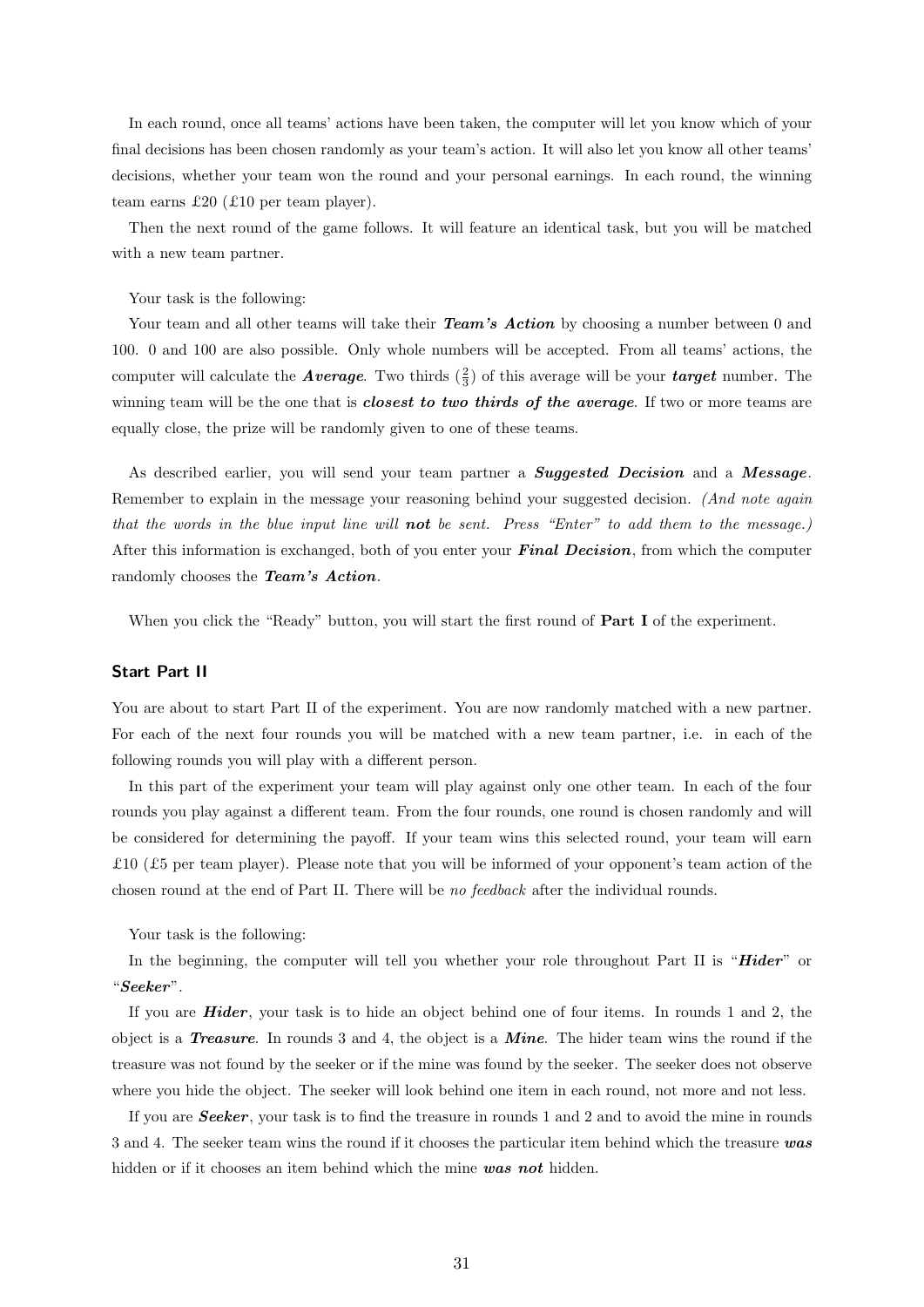In each round, once all teams' actions have been taken, the computer will let you know which of your final decisions has been chosen randomly as your team's action. It will also let you know all other teams' decisions, whether your team won the round and your personal earnings. In each round, the winning team earns £20 (£10 per team player).

Then the next round of the game follows. It will feature an identical task, but you will be matched with a new team partner.

Your task is the following:

Your team and all other teams will take their ***Team's Action*** by choosing a number between 0 and 100. 0 and 100 are also possible. Only whole numbers will be accepted. From all teams' actions, the computer will calculate the ***Average***. Two thirds ($\frac{2}{3}$) of this average will be your ***target*** number. The winning team will be the one that is ***closest to two thirds of the average***. If two or more teams are equally close, the prize will be randomly given to one of these teams.

As described earlier, you will send your team partner a ***Suggested Decision*** and a ***Message***. Remember to explain in the message your reasoning behind your suggested decision. *(And note again that the words in the blue input line will **not** be sent. Press "Enter" to add them to the message.)* After this information is exchanged, both of you enter your ***Final Decision***, from which the computer randomly chooses the ***Team's Action***.

When you click the "Ready" button, you will start the first round of **Part I** of the experiment.

### Start Part II

You are about to start Part II of the experiment. You are now randomly matched with a new partner. For each of the next four rounds you will be matched with a new team partner, i.e. in each of the following rounds you will play with a different person.

In this part of the experiment your team will play against only one other team. In each of the four rounds you play against a different team. From the four rounds, one round is chosen randomly and will be considered for determining the payoff. If your team wins this selected round, your team will earn £10 (£5 per team player). Please note that you will be informed of your opponent's team action of the chosen round at the end of Part II. There will be *no feedback* after the individual rounds.

Your task is the following:

In the beginning, the computer will tell you whether your role throughout Part II is "***Hider***" or "***Seeker***".

If you are ***Hider***, your task is to hide an object behind one of four items. In rounds 1 and 2, the object is a ***Treasure***. In rounds 3 and 4, the object is a ***Mine***. The hider team wins the round if the treasure was not found by the seeker or if the mine was found by the seeker. The seeker does not observe where you hide the object. The seeker will look behind one item in each round, not more and not less.

If you are ***Seeker***, your task is to find the treasure in rounds 1 and 2 and to avoid the mine in rounds 3 and 4. The seeker team wins the round if it chooses the particular item behind which the treasure ***was*** hidden or if it chooses an item behind which the mine ***was not*** hidden.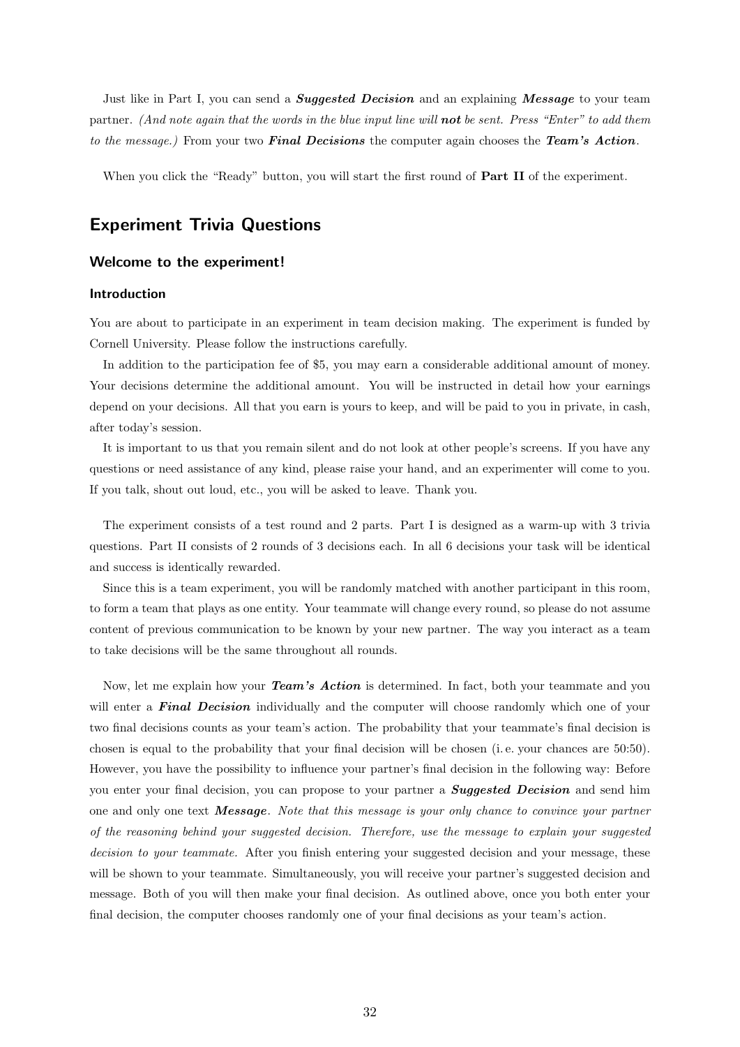Just like in Part I, you can send a ***Suggested Decision*** and an explaining ***Message*** to your team partner. *(And note again that the words in the blue input line will **not** be sent. Press "Enter" to add them to the message.)* From your two ***Final Decisions*** the computer again chooses the ***Team's Action***.

When you click the "Ready" button, you will start the first round of **Part II** of the experiment.

## Experiment Trivia Questions

### Welcome to the experiment!

#### Introduction

You are about to participate in an experiment in team decision making. The experiment is funded by Cornell University. Please follow the instructions carefully.

In addition to the participation fee of $5, you may earn a considerable additional amount of money. Your decisions determine the additional amount. You will be instructed in detail how your earnings depend on your decisions. All that you earn is yours to keep, and will be paid to you in private, in cash, after today's session.

It is important to us that you remain silent and do not look at other people's screens. If you have any questions or need assistance of any kind, please raise your hand, and an experimenter will come to you. If you talk, shout out loud, etc., you will be asked to leave. Thank you.

The experiment consists of a test round and 2 parts. Part I is designed as a warm-up with 3 trivia questions. Part II consists of 2 rounds of 3 decisions each. In all 6 decisions your task will be identical and success is identically rewarded.

Since this is a team experiment, you will be randomly matched with another participant in this room, to form a team that plays as one entity. Your teammate will change every round, so please do not assume content of previous communication to be known by your new partner. The way you interact as a team to take decisions will be the same throughout all rounds.

Now, let me explain how your ***Team's Action*** is determined. In fact, both your teammate and you will enter a ***Final Decision*** individually and the computer will choose randomly which one of your two final decisions counts as your team's action. The probability that your teammate's final decision is chosen is equal to the probability that your final decision will be chosen (i. e. your chances are 50:50). However, you have the possibility to influence your partner's final decision in the following way: Before you enter your final decision, you can propose to your partner a ***Suggested Decision*** and send him one and only one text ***Message***. *Note that this message is your only chance to convince your partner of the reasoning behind your suggested decision. Therefore, use the message to explain your suggested decision to your teammate.* After you finish entering your suggested decision and your message, these will be shown to your teammate. Simultaneously, you will receive your partner's suggested decision and message. Both of you will then make your final decision. As outlined above, once you both enter your final decision, the computer chooses randomly one of your final decisions as your team's action.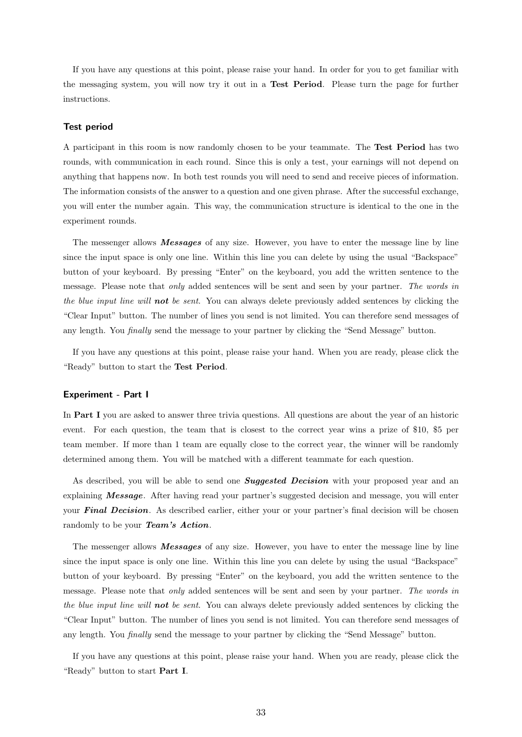If you have any questions at this point, please raise your hand. In order for you to get familiar with the messaging system, you will now try it out in a **Test Period**. Please turn the page for further instructions.

### Test period

A participant in this room is now randomly chosen to be your teammate. The **Test Period** has two rounds, with communication in each round. Since this is only a test, your earnings will not depend on anything that happens now. In both test rounds you will need to send and receive pieces of information. The information consists of the answer to a question and one given phrase. After the successful exchange, you will enter the number again. This way, the communication structure is identical to the one in the experiment rounds.

The messenger allows ***Messages*** of any size. However, you have to enter the message line by line since the input space is only one line. Within this line you can delete by using the usual "Backspace" button of your keyboard. By pressing "Enter" on the keyboard, you add the written sentence to the message. Please note that *only* added sentences will be sent and seen by your partner. *The words in the blue input line will* ***not*** *be sent*. You can always delete previously added sentences by clicking the "Clear Input" button. The number of lines you send is not limited. You can therefore send messages of any length. You *finally* send the message to your partner by clicking the "Send Message" button.

If you have any questions at this point, please raise your hand. When you are ready, please click the "Ready" button to start the **Test Period**.

### Experiment - Part I

In **Part I** you are asked to answer three trivia questions. All questions are about the year of an historic event. For each question, the team that is closest to the correct year wins a prize of \$10, \$5 per team member. If more than 1 team are equally close to the correct year, the winner will be randomly determined among them. You will be matched with a different teammate for each question.

As described, you will be able to send one ***Suggested Decision*** with your proposed year and an explaining ***Message***. After having read your partner's suggested decision and message, you will enter your ***Final Decision***. As described earlier, either your or your partner's final decision will be chosen randomly to be your ***Team's Action***.

The messenger allows ***Messages*** of any size. However, you have to enter the message line by line since the input space is only one line. Within this line you can delete by using the usual "Backspace" button of your keyboard. By pressing "Enter" on the keyboard, you add the written sentence to the message. Please note that *only* added sentences will be sent and seen by your partner. *The words in the blue input line will* ***not*** *be sent*. You can always delete previously added sentences by clicking the "Clear Input" button. The number of lines you send is not limited. You can therefore send messages of any length. You *finally* send the message to your partner by clicking the "Send Message" button.

If you have any questions at this point, please raise your hand. When you are ready, please click the "Ready" button to start **Part I**.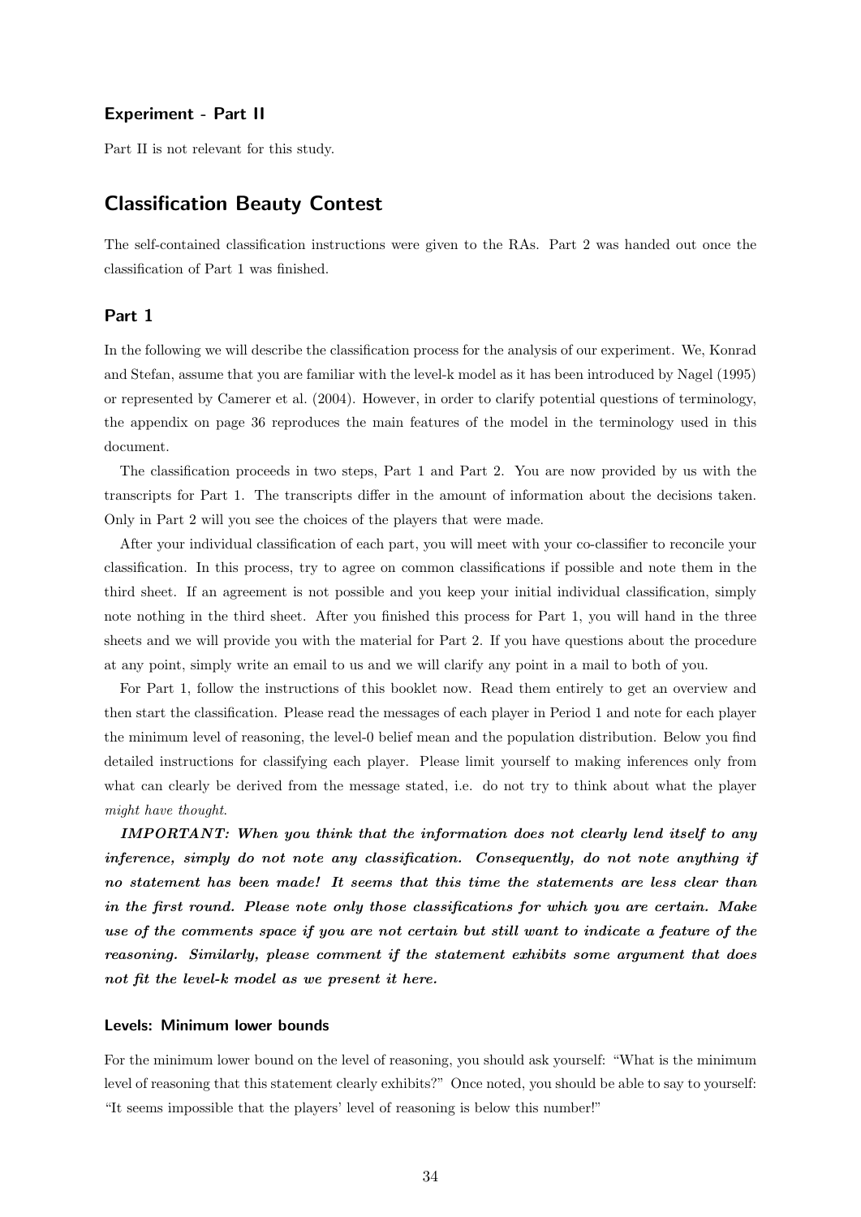### Experiment - Part II

Part II is not relevant for this study.

## Classification Beauty Contest

The self-contained classification instructions were given to the RAs. Part 2 was handed out once the classification of Part 1 was finished.

### Part 1

In the following we will describe the classification process for the analysis of our experiment. We, Konrad and Stefan, assume that you are familiar with the level-k model as it has been introduced by Nagel (1995) or represented by Camerer et al. (2004). However, in order to clarify potential questions of terminology, the appendix on page 36 reproduces the main features of the model in the terminology used in this document.

The classification proceeds in two steps, Part 1 and Part 2. You are now provided by us with the transcripts for Part 1. The transcripts differ in the amount of information about the decisions taken. Only in Part 2 will you see the choices of the players that were made.

After your individual classification of each part, you will meet with your co-classifier to reconcile your classification. In this process, try to agree on common classifications if possible and note them in the third sheet. If an agreement is not possible and you keep your initial individual classification, simply note nothing in the third sheet. After you finished this process for Part 1, you will hand in the three sheets and we will provide you with the material for Part 2. If you have questions about the procedure at any point, simply write an email to us and we will clarify any point in a mail to both of you.

For Part 1, follow the instructions of this booklet now. Read them entirely to get an overview and then start the classification. Please read the messages of each player in Period 1 and note for each player the minimum level of reasoning, the level-0 belief mean and the population distribution. Below you find detailed instructions for classifying each player. Please limit yourself to making inferences only from what can clearly be derived from the message stated, i.e. do not try to think about what the player *might have thought*.

***IMPORTANT: When you think that the information does not clearly lend itself to any inference, simply do not note any classification. Consequently, do not note anything if no statement has been made! It seems that this time the statements are less clear than in the first round. Please note only those classifications for which you are certain. Make use of the comments space if you are not certain but still want to indicate a feature of the reasoning. Similarly, please comment if the statement exhibits some argument that does not fit the level-k model as we present it here.***

#### Levels: Minimum lower bounds

For the minimum lower bound on the level of reasoning, you should ask yourself: "What is the minimum level of reasoning that this statement clearly exhibits?" Once noted, you should be able to say to yourself: "It seems impossible that the players' level of reasoning is below this number!"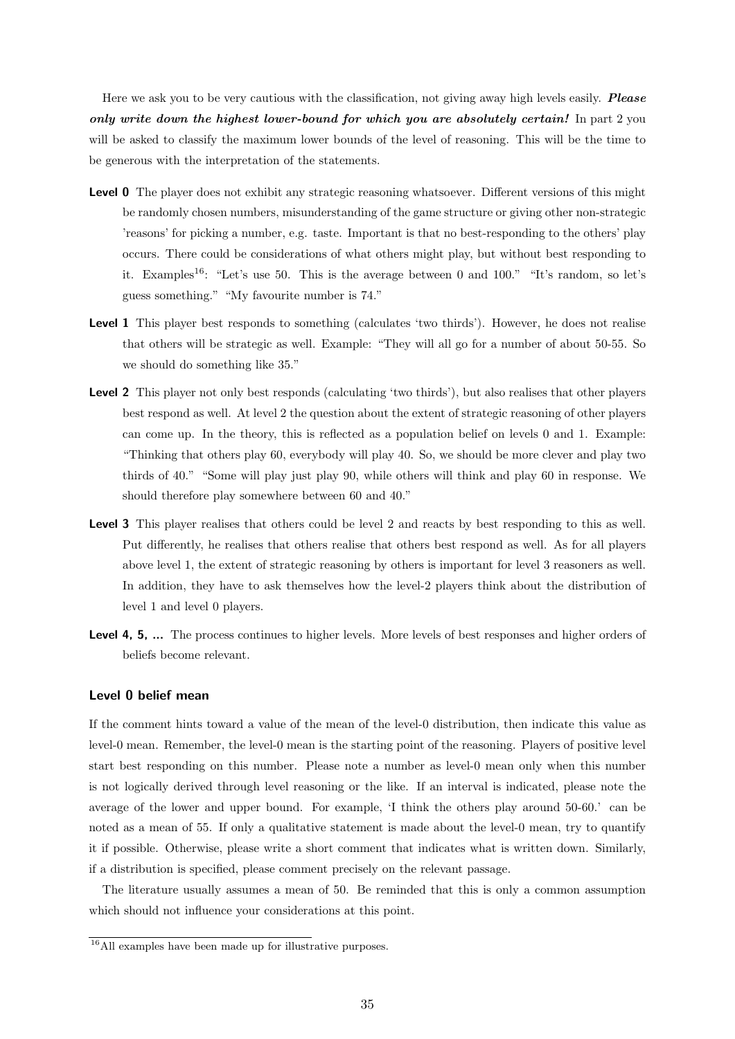Here we ask you to be very cautious with the classification, not giving away high levels easily. ***Please only write down the highest lower-bound for which you are absolutely certain!*** In part 2 you will be asked to classify the maximum lower bounds of the level of reasoning. This will be the time to be generous with the interpretation of the statements.

**Level 0** The player does not exhibit any strategic reasoning whatsoever. Different versions of this might be randomly chosen numbers, misunderstanding of the game structure or giving other non-strategic 'reasons' for picking a number, e.g. taste. Important is that no best-responding to the others' play occurs. There could be considerations of what others might play, but without best responding to it. Examples[16]: "Let's use 50. This is the average between 0 and 100." "It's random, so let's guess something." "My favourite number is 74."

**Level 1** This player best responds to something (calculates 'two thirds'). However, he does not realise that others will be strategic as well. Example: "They will all go for a number of about 50-55. So we should do something like 35."

**Level 2** This player not only best responds (calculating 'two thirds'), but also realises that other players best respond as well. At level 2 the question about the extent of strategic reasoning of other players can come up. In the theory, this is reflected as a population belief on levels 0 and 1. Example: "Thinking that others play 60, everybody will play 40. So, we should be more clever and play two thirds of 40." "Some will play just play 90, while others will think and play 60 in response. We should therefore play somewhere between 60 and 40."

**Level 3** This player realises that others could be level 2 and reacts by best responding to this as well. Put differently, he realises that others realise that others best respond as well. As for all players above level 1, the extent of strategic reasoning by others is important for level 3 reasoners as well. In addition, they have to ask themselves how the level-2 players think about the distribution of level 1 and level 0 players.

**Level 4, 5, ...** The process continues to higher levels. More levels of best responses and higher orders of beliefs become relevant.

### Level 0 belief mean

If the comment hints toward a value of the mean of the level-0 distribution, then indicate this value as level-0 mean. Remember, the level-0 mean is the starting point of the reasoning. Players of positive level start best responding on this number. Please note a number as level-0 mean only when this number is not logically derived through level reasoning or the like. If an interval is indicated, please note the average of the lower and upper bound. For example, 'I think the others play around 50-60.' can be noted as a mean of 55. If only a qualitative statement is made about the level-0 mean, try to quantify it if possible. Otherwise, please write a short comment that indicates what is written down. Similarly, if a distribution is specified, please comment precisely on the relevant passage.

The literature usually assumes a mean of 50. Be reminded that this is only a common assumption which should not influence your considerations at this point.

[16] All examples have been made up for illustrative purposes.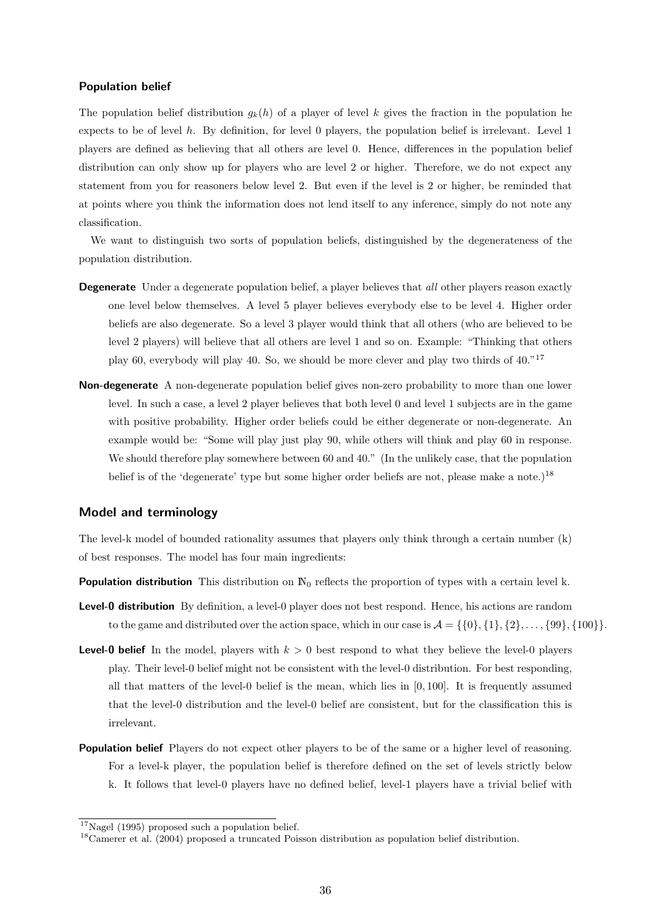#### Population belief

The population belief distribution $g_k(h)$ of a player of level $k$ gives the fraction in the population he expects to be of level $h$. By definition, for level 0 players, the population belief is irrelevant. Level 1 players are defined as believing that all others are level 0. Hence, differences in the population belief distribution can only show up for players who are level 2 or higher. Therefore, we do not expect any statement from you for reasoners below level 2. But even if the level is 2 or higher, be reminded that at points where you think the information does not lend itself to any inference, simply do not note any classification.

We want to distinguish two sorts of population beliefs, distinguished by the degenerateness of the population distribution.

**Degenerate** Under a degenerate population belief, a player believes that *all* other players reason exactly one level below themselves. A level 5 player believes everybody else to be level 4. Higher order beliefs are also degenerate. So a level 3 player would think that all others (who are believed to be level 2 players) will believe that all others are level 1 and so on. Example: "Thinking that others play 60, everybody will play 40. So, we should be more clever and play two thirds of 40."[17]

**Non-degenerate** A non-degenerate population belief gives non-zero probability to more than one lower level. In such a case, a level 2 player believes that both level 0 and level 1 subjects are in the game with positive probability. Higher order beliefs could be either degenerate or non-degenerate. An example would be: "Some will play just play 90, while others will think and play 60 in response. We should therefore play somewhere between 60 and 40." (In the unlikely case, that the population belief is of the 'degenerate' type but some higher order beliefs are not, please make a note.)[18]

### Model and terminology

The level-k model of bounded rationality assumes that players only think through a certain number (k) of best responses. The model has four main ingredients:

**Population distribution** This distribution on $\mathbb{N}_0$ reflects the proportion of types with a certain level k.

**Level-0 distribution** By definition, a level-0 player does not best respond. Hence, his actions are random to the game and distributed over the action space, which in our case is $\mathcal{A} = \{\{0\}, \{1\}, \{2\}, \ldots, \{99\}, \{100\}\}$.

**Level-0 belief** In the model, players with $k > 0$ best respond to what they believe the level-0 players play. Their level-0 belief might not be consistent with the level-0 distribution. For best responding, all that matters of the level-0 belief is the mean, which lies in $[0, 100]$. It is frequently assumed that the level-0 distribution and the level-0 belief are consistent, but for the classification this is irrelevant.

**Population belief** Players do not expect other players to be of the same or a higher level of reasoning. For a level-k player, the population belief is therefore defined on the set of levels strictly below k. It follows that level-0 players have no defined belief, level-1 players have a trivial belief with

[17] Nagel (1995) proposed such a population belief.

[18] Camerer et al. (2004) proposed a truncated Poisson distribution as population belief distribution.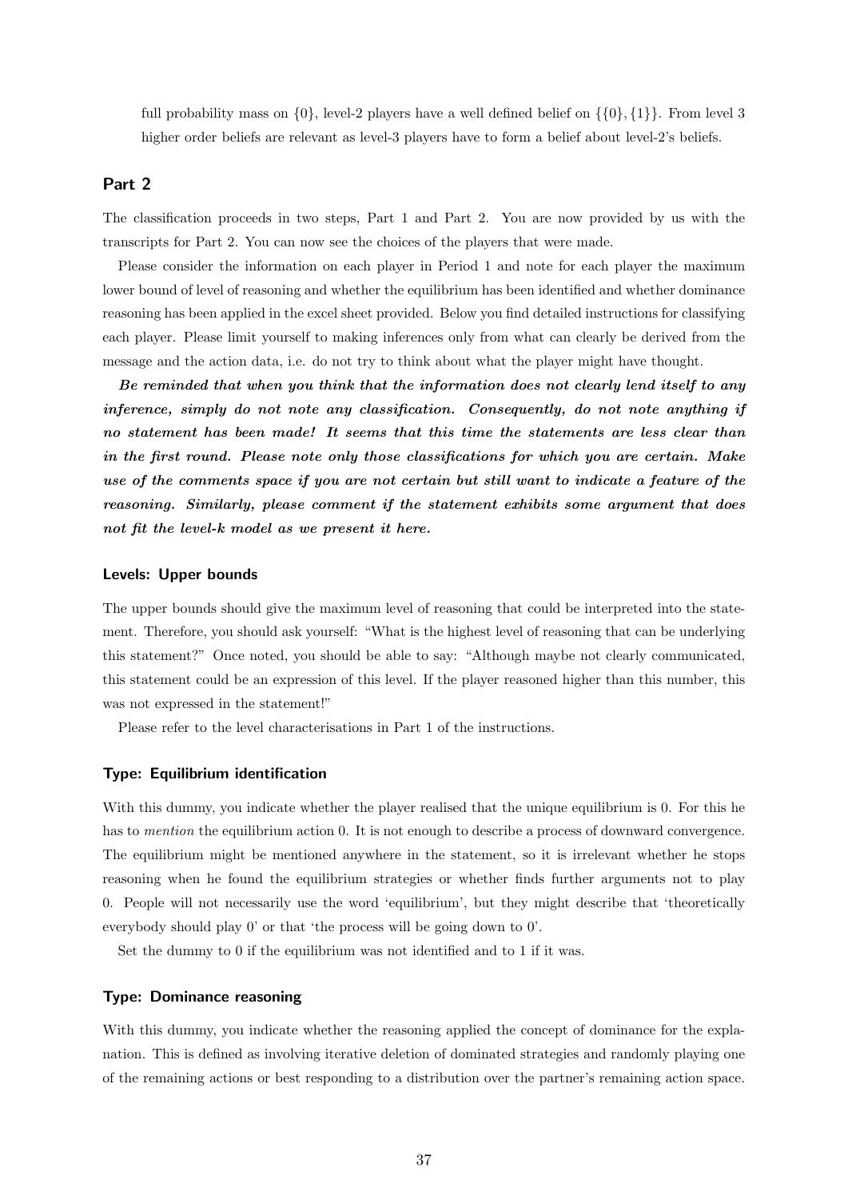full probability mass on $\{0\}$, level-2 players have a well defined belief on $\{\{0\},\{1\}\}$. From level 3 higher order beliefs are relevant as level-3 players have to form a belief about level-2's beliefs.

## Part 2

The classification proceeds in two steps, Part 1 and Part 2. You are now provided by us with the transcripts for Part 2. You can now see the choices of the players that were made.

Please consider the information on each player in Period 1 and note for each player the maximum lower bound of level of reasoning and whether the equilibrium has been identified and whether dominance reasoning has been applied in the excel sheet provided. Below you find detailed instructions for classifying each player. Please limit yourself to making inferences only from what can clearly be derived from the message and the action data, i.e. do not try to think about what the player might have thought.

***Be reminded that when you think that the information does not clearly lend itself to any inference, simply do not note any classification. Consequently, do not note anything if no statement has been made! It seems that this time the statements are less clear than in the first round. Please note only those classifications for which you are certain. Make use of the comments space if you are not certain but still want to indicate a feature of the reasoning. Similarly, please comment if the statement exhibits some argument that does not fit the level-k model as we present it here.***

### Levels: Upper bounds

The upper bounds should give the maximum level of reasoning that could be interpreted into the statement. Therefore, you should ask yourself: "What is the highest level of reasoning that can be underlying this statement?" Once noted, you should be able to say: "Although maybe not clearly communicated, this statement could be an expression of this level. If the player reasoned higher than this number, this was not expressed in the statement!"

Please refer to the level characterisations in Part 1 of the instructions.

### Type: Equilibrium identification

With this dummy, you indicate whether the player realised that the unique equilibrium is 0. For this he has to *mention* the equilibrium action 0. It is not enough to describe a process of downward convergence. The equilibrium might be mentioned anywhere in the statement, so it is irrelevant whether he stops reasoning when he found the equilibrium strategies or whether finds further arguments not to play 0. People will not necessarily use the word 'equilibrium', but they might describe that 'theoretically everybody should play 0' or that 'the process will be going down to 0'.

Set the dummy to 0 if the equilibrium was not identified and to 1 if it was.

### Type: Dominance reasoning

With this dummy, you indicate whether the reasoning applied the concept of dominance for the explanation. This is defined as involving iterative deletion of dominated strategies and randomly playing one of the remaining actions or best responding to a distribution over the partner's remaining action space.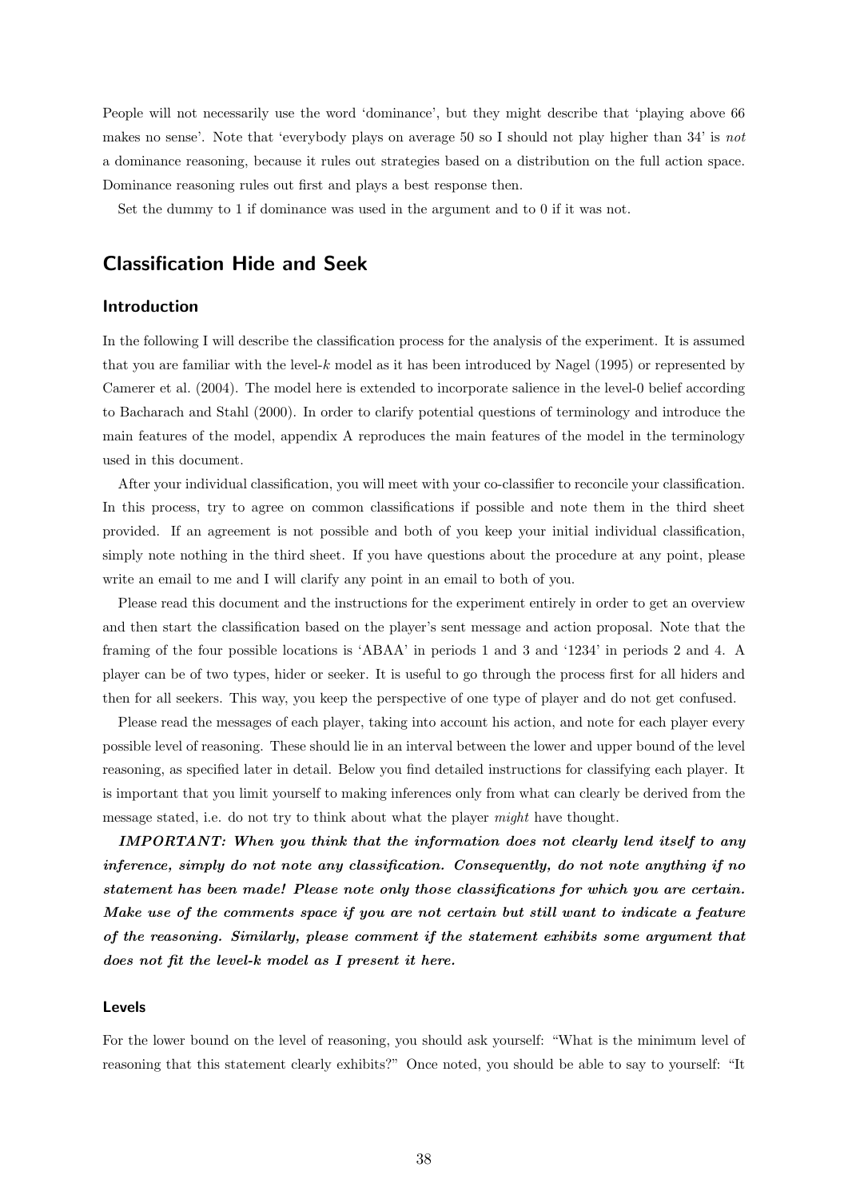People will not necessarily use the word 'dominance', but they might describe that 'playing above 66 makes no sense'. Note that 'everybody plays on average 50 so I should not play higher than 34' is *not* a dominance reasoning, because it rules out strategies based on a distribution on the full action space. Dominance reasoning rules out first and plays a best response then.

Set the dummy to 1 if dominance was used in the argument and to 0 if it was not.

## Classification Hide and Seek

### Introduction

In the following I will describe the classification process for the analysis of the experiment. It is assumed that you are familiar with the level-$k$ model as it has been introduced by Nagel (1995) or represented by Camerer et al. (2004). The model here is extended to incorporate salience in the level-0 belief according to Bacharach and Stahl (2000). In order to clarify potential questions of terminology and introduce the main features of the model, appendix A reproduces the main features of the model in the terminology used in this document.

After your individual classification, you will meet with your co-classifier to reconcile your classification. In this process, try to agree on common classifications if possible and note them in the third sheet provided. If an agreement is not possible and both of you keep your initial individual classification, simply note nothing in the third sheet. If you have questions about the procedure at any point, please write an email to me and I will clarify any point in an email to both of you.

Please read this document and the instructions for the experiment entirely in order to get an overview and then start the classification based on the player's sent message and action proposal. Note that the framing of the four possible locations is 'ABAA' in periods 1 and 3 and '1234' in periods 2 and 4. A player can be of two types, hider or seeker. It is useful to go through the process first for all hiders and then for all seekers. This way, you keep the perspective of one type of player and do not get confused.

Please read the messages of each player, taking into account his action, and note for each player every possible level of reasoning. These should lie in an interval between the lower and upper bound of the level reasoning, as specified later in detail. Below you find detailed instructions for classifying each player. It is important that you limit yourself to making inferences only from what can clearly be derived from the message stated, i.e. do not try to think about what the player *might* have thought.

***IMPORTANT: When you think that the information does not clearly lend itself to any inference, simply do not note any classification. Consequently, do not note anything if no statement has been made! Please note only those classifications for which you are certain. Make use of the comments space if you are not certain but still want to indicate a feature of the reasoning. Similarly, please comment if the statement exhibits some argument that does not fit the level-k model as I present it here.***

#### Levels

For the lower bound on the level of reasoning, you should ask yourself: "What is the minimum level of reasoning that this statement clearly exhibits?" Once noted, you should be able to say to yourself: "It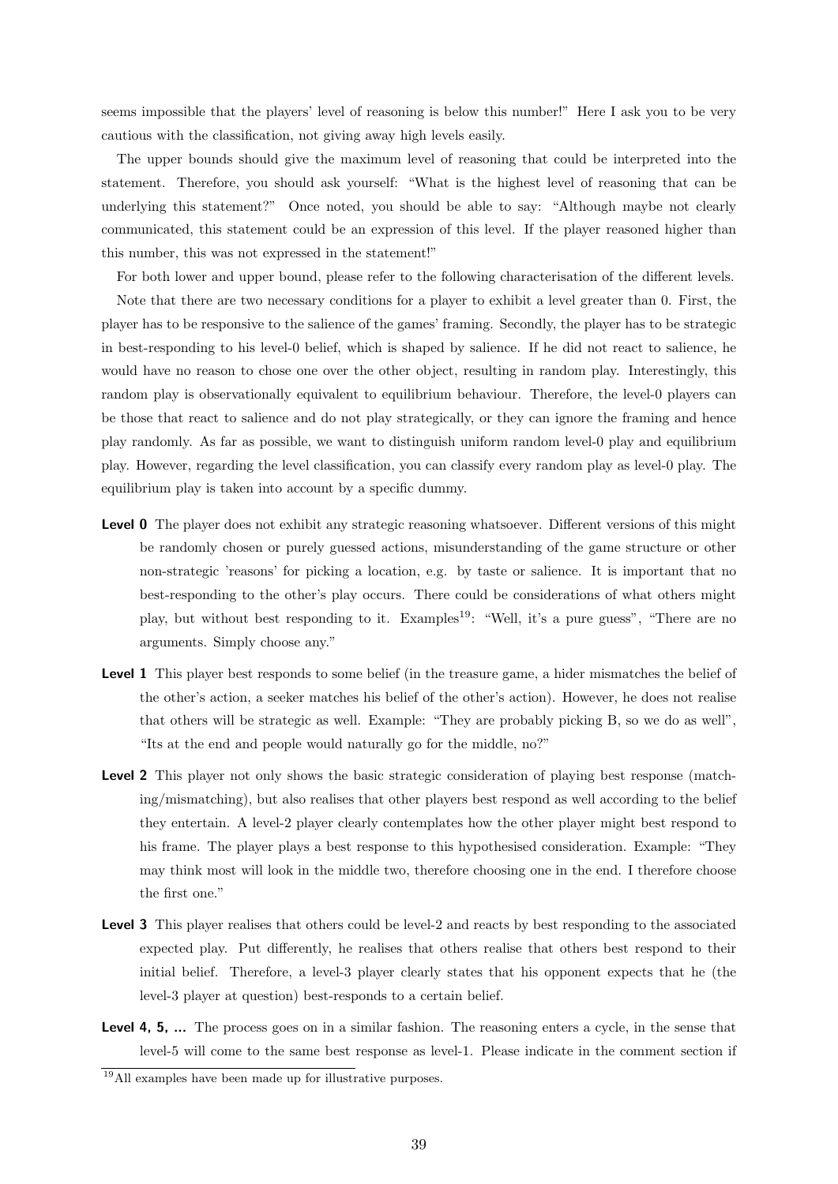seems impossible that the players' level of reasoning is below this number!" Here I ask you to be very cautious with the classification, not giving away high levels easily.

The upper bounds should give the maximum level of reasoning that could be interpreted into the statement. Therefore, you should ask yourself: "What is the highest level of reasoning that can be underlying this statement?" Once noted, you should be able to say: "Although maybe not clearly communicated, this statement could be an expression of this level. If the player reasoned higher than this number, this was not expressed in the statement!"

For both lower and upper bound, please refer to the following characterisation of the different levels.

Note that there are two necessary conditions for a player to exhibit a level greater than 0. First, the player has to be responsive to the salience of the games' framing. Secondly, the player has to be strategic in best-responding to his level-0 belief, which is shaped by salience. If he did not react to salience, he would have no reason to chose one over the other object, resulting in random play. Interestingly, this random play is observationally equivalent to equilibrium behaviour. Therefore, the level-0 players can be those that react to salience and do not play strategically, or they can ignore the framing and hence play randomly. As far as possible, we want to distinguish uniform random level-0 play and equilibrium play. However, regarding the level classification, you can classify every random play as level-0 play. The equilibrium play is taken into account by a specific dummy.

**Level 0** The player does not exhibit any strategic reasoning whatsoever. Different versions of this might be randomly chosen or purely guessed actions, misunderstanding of the game structure or other non-strategic 'reasons' for picking a location, e.g. by taste or salience. It is important that no best-responding to the other's play occurs. There could be considerations of what others might play, but without best responding to it. Examples[19]: "Well, it's a pure guess", "There are no arguments. Simply choose any."

**Level 1** This player best responds to some belief (in the treasure game, a hider mismatches the belief of the other's action, a seeker matches his belief of the other's action). However, he does not realise that others will be strategic as well. Example: "They are probably picking B, so we do as well", "Its at the end and people would naturally go for the middle, no?"

**Level 2** This player not only shows the basic strategic consideration of playing best response (matching/mismatching), but also realises that other players best respond as well according to the belief they entertain. A level-2 player clearly contemplates how the other player might best respond to his frame. The player plays a best response to this hypothesised consideration. Example: "They may think most will look in the middle two, therefore choosing one in the end. I therefore choose the first one."

**Level 3** This player realises that others could be level-2 and reacts by best responding to the associated expected play. Put differently, he realises that others realise that others best respond to their initial belief. Therefore, a level-3 player clearly states that his opponent expects that he (the level-3 player at question) best-responds to a certain belief.

**Level 4, 5, ...** The process goes on in a similar fashion. The reasoning enters a cycle, in the sense that level-5 will come to the same best response as level-1. Please indicate in the comment section if

[19] All examples have been made up for illustrative purposes.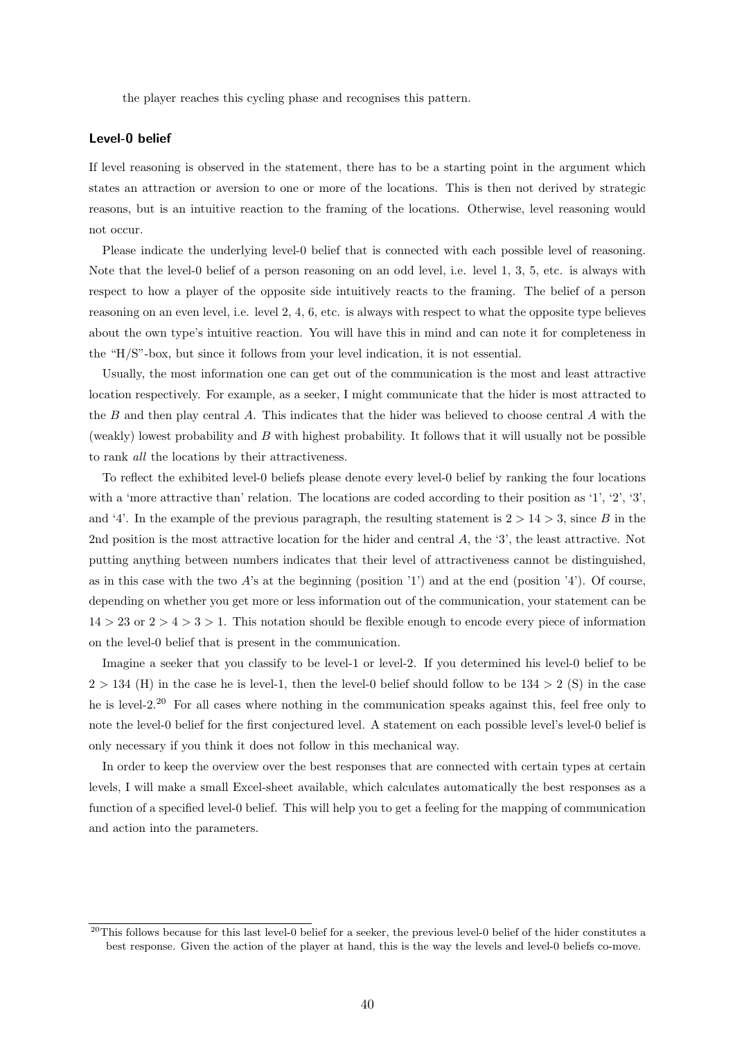the player reaches this cycling phase and recognises this pattern.

### Level-0 belief

If level reasoning is observed in the statement, there has to be a starting point in the argument which states an attraction or aversion to one or more of the locations. This is then not derived by strategic reasons, but is an intuitive reaction to the framing of the locations. Otherwise, level reasoning would not occur.

Please indicate the underlying level-0 belief that is connected with each possible level of reasoning. Note that the level-0 belief of a person reasoning on an odd level, i.e. level 1, 3, 5, etc. is always with respect to how a player of the opposite side intuitively reacts to the framing. The belief of a person reasoning on an even level, i.e. level 2, 4, 6, etc. is always with respect to what the opposite type believes about the own type's intuitive reaction. You will have this in mind and can note it for completeness in the "H/S"-box, but since it follows from your level indication, it is not essential.

Usually, the most information one can get out of the communication is the most and least attractive location respectively. For example, as a seeker, I might communicate that the hider is most attracted to the $B$ and then play central $A$. This indicates that the hider was believed to choose central $A$ with the (weakly) lowest probability and $B$ with highest probability. It follows that it will usually not be possible to rank *all* the locations by their attractiveness.

To reflect the exhibited level-0 beliefs please denote every level-0 belief by ranking the four locations with a 'more attractive than' relation. The locations are coded according to their position as '1', '2', '3', and '4'. In the example of the previous paragraph, the resulting statement is $2 > 14 > 3$, since $B$ in the 2nd position is the most attractive location for the hider and central $A$, the '3', the least attractive. Not putting anything between numbers indicates that their level of attractiveness cannot be distinguished, as in this case with the two $A$'s at the beginning (position '1') and at the end (position '4'). Of course, depending on whether you get more or less information out of the communication, your statement can be $14 > 23$ or $2 > 4 > 3 > 1$. This notation should be flexible enough to encode every piece of information on the level-0 belief that is present in the communication.

Imagine a seeker that you classify to be level-1 or level-2. If you determined his level-0 belief to be $2 > 134$ (H) in the case he is level-1, then the level-0 belief should follow to be $134 > 2$ (S) in the case he is level-2.[20] For all cases where nothing in the communication speaks against this, feel free only to note the level-0 belief for the first conjectured level. A statement on each possible level's level-0 belief is only necessary if you think it does not follow in this mechanical way.

In order to keep the overview over the best responses that are connected with certain types at certain levels, I will make a small Excel-sheet available, which calculates automatically the best responses as a function of a specified level-0 belief. This will help you to get a feeling for the mapping of communication and action into the parameters.

[20]This follows because for this last level-0 belief for a seeker, the previous level-0 belief of the hider constitutes a best response. Given the action of the player at hand, this is the way the levels and level-0 beliefs co-move.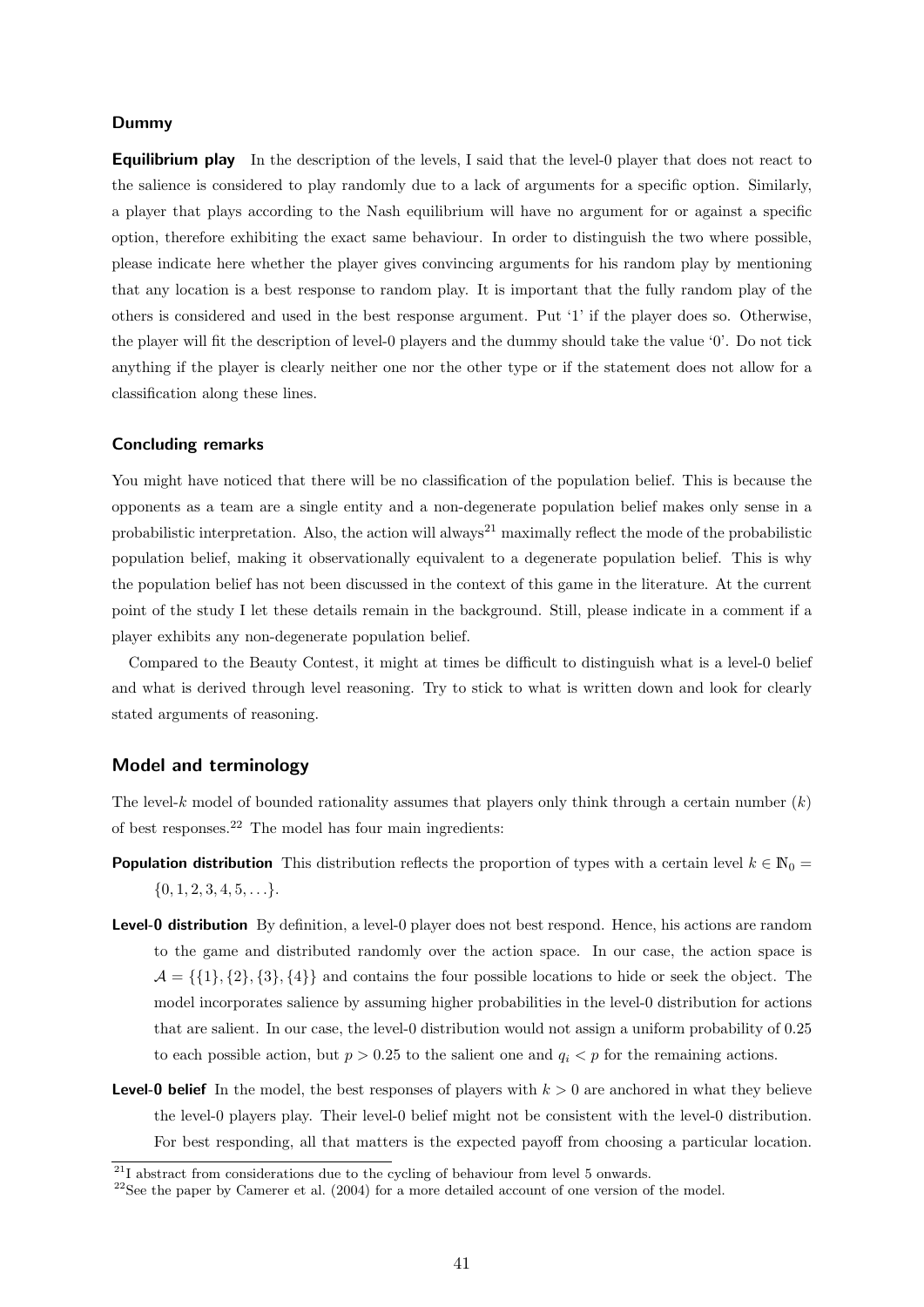### Dummy

**Equilibrium play** In the description of the levels, I said that the level-0 player that does not react to the salience is considered to play randomly due to a lack of arguments for a specific option. Similarly, a player that plays according to the Nash equilibrium will have no argument for or against a specific option, therefore exhibiting the exact same behaviour. In order to distinguish the two where possible, please indicate here whether the player gives convincing arguments for his random play by mentioning that any location is a best response to random play. It is important that the fully random play of the others is considered and used in the best response argument. Put '1' if the player does so. Otherwise, the player will fit the description of level-0 players and the dummy should take the value '0'. Do not tick anything if the player is clearly neither one nor the other type or if the statement does not allow for a classification along these lines.

### Concluding remarks

You might have noticed that there will be no classification of the population belief. This is because the opponents as a team are a single entity and a non-degenerate population belief makes only sense in a probabilistic interpretation. Also, the action will always[21] maximally reflect the mode of the probabilistic population belief, making it observationally equivalent to a degenerate population belief. This is why the population belief has not been discussed in the context of this game in the literature. At the current point of the study I let these details remain in the background. Still, please indicate in a comment if a player exhibits any non-degenerate population belief.

Compared to the Beauty Contest, it might at times be difficult to distinguish what is a level-0 belief and what is derived through level reasoning. Try to stick to what is written down and look for clearly stated arguments of reasoning.

## Model and terminology

The level-$k$ model of bounded rationality assumes that players only think through a certain number ($k$) of best responses.[22] The model has four main ingredients:

**Population distribution** This distribution reflects the proportion of types with a certain level $k \in \mathbb{N}_0 = \{0, 1, 2, 3, 4, 5, \ldots\}$.

**Level-0 distribution** By definition, a level-0 player does not best respond. Hence, his actions are random to the game and distributed randomly over the action space. In our case, the action space is $\mathcal{A} = \{\{1\}, \{2\}, \{3\}, \{4\}\}$ and contains the four possible locations to hide or seek the object. The model incorporates salience by assuming higher probabilities in the level-0 distribution for actions that are salient. In our case, the level-0 distribution would not assign a uniform probability of 0.25 to each possible action, but $p > 0.25$ to the salient one and $q_i < p$ for the remaining actions.

**Level-0 belief** In the model, the best responses of players with $k > 0$ are anchored in what they believe the level-0 players play. Their level-0 belief might not be consistent with the level-0 distribution. For best responding, all that matters is the expected payoff from choosing a particular location.

[21] I abstract from considerations due to the cycling of behaviour from level 5 onwards.

[22] See the paper by Camerer et al. (2004) for a more detailed account of one version of the model.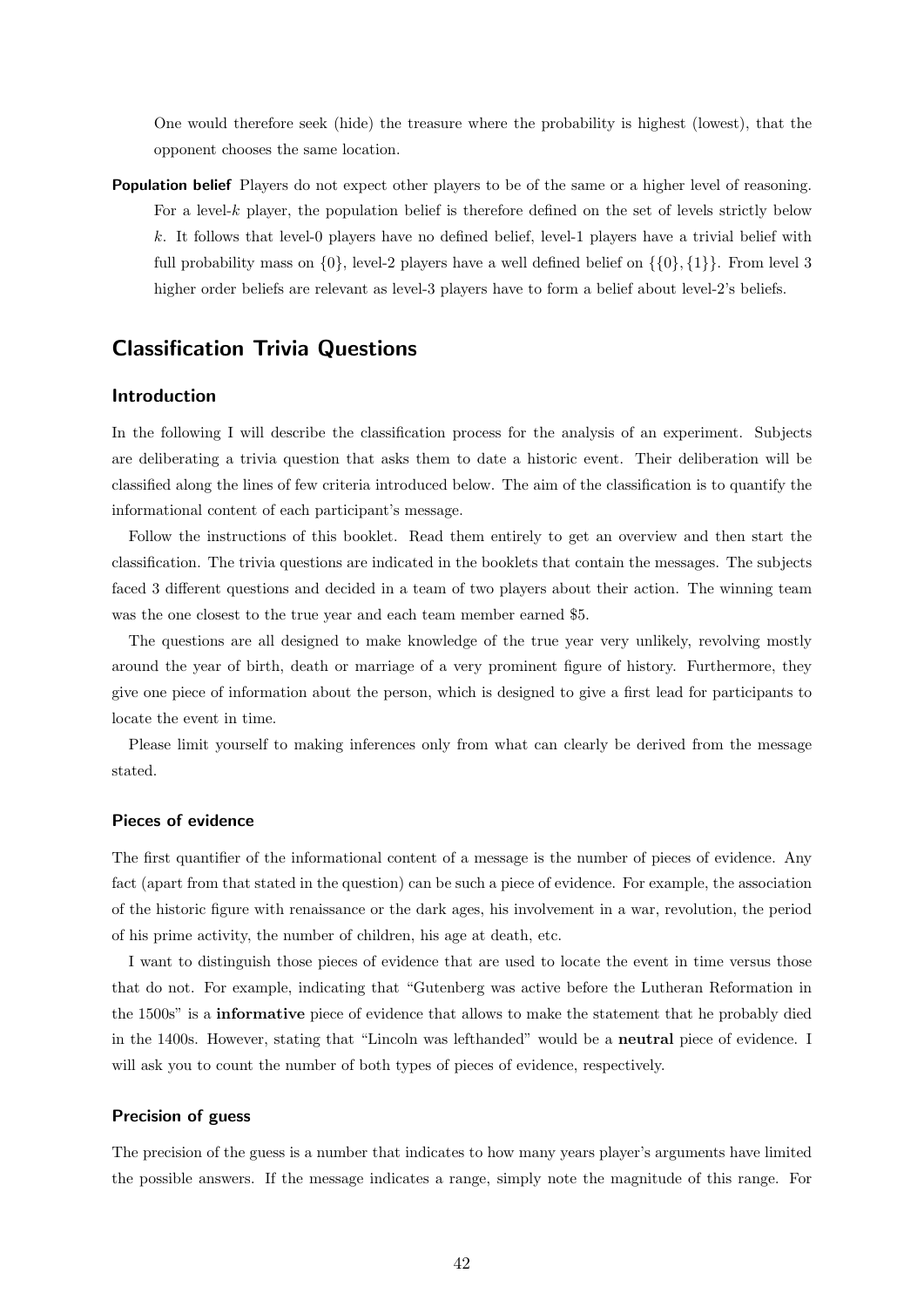One would therefore seek (hide) the treasure where the probability is highest (lowest), that the opponent chooses the same location.

**Population belief** Players do not expect other players to be of the same or a higher level of reasoning. For a level-$k$ player, the population belief is therefore defined on the set of levels strictly below $k$. It follows that level-0 players have no defined belief, level-1 players have a trivial belief with full probability mass on $\{0\}$, level-2 players have a well defined belief on $\{\{0\},\{1\}\}$. From level 3 higher order beliefs are relevant as level-3 players have to form a belief about level-2's beliefs.

## Classification Trivia Questions

### Introduction

In the following I will describe the classification process for the analysis of an experiment. Subjects are deliberating a trivia question that asks them to date a historic event. Their deliberation will be classified along the lines of few criteria introduced below. The aim of the classification is to quantify the informational content of each participant's message.

Follow the instructions of this booklet. Read them entirely to get an overview and then start the classification. The trivia questions are indicated in the booklets that contain the messages. The subjects faced 3 different questions and decided in a team of two players about their action. The winning team was the one closest to the true year and each team member earned \$5.

The questions are all designed to make knowledge of the true year very unlikely, revolving mostly around the year of birth, death or marriage of a very prominent figure of history. Furthermore, they give one piece of information about the person, which is designed to give a first lead for participants to locate the event in time.

Please limit yourself to making inferences only from what can clearly be derived from the message stated.

#### Pieces of evidence

The first quantifier of the informational content of a message is the number of pieces of evidence. Any fact (apart from that stated in the question) can be such a piece of evidence. For example, the association of the historic figure with renaissance or the dark ages, his involvement in a war, revolution, the period of his prime activity, the number of children, his age at death, etc.

I want to distinguish those pieces of evidence that are used to locate the event in time versus those that do not. For example, indicating that "Gutenberg was active before the Lutheran Reformation in the 1500s" is a **informative** piece of evidence that allows to make the statement that he probably died in the 1400s. However, stating that "Lincoln was lefthanded" would be a **neutral** piece of evidence. I will ask you to count the number of both types of pieces of evidence, respectively.

#### Precision of guess

The precision of the guess is a number that indicates to how many years player's arguments have limited the possible answers. If the message indicates a range, simply note the magnitude of this range. For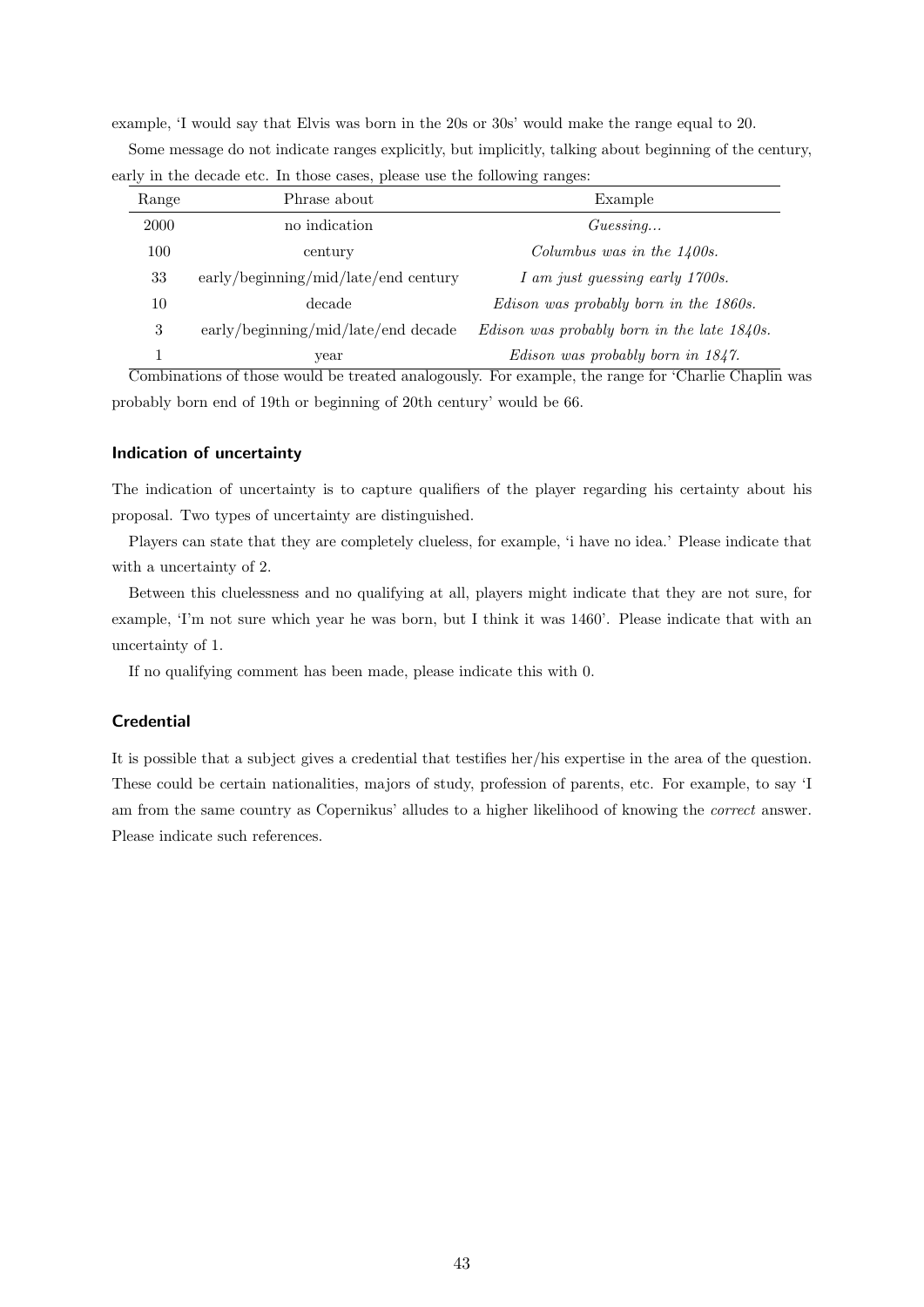example, 'I would say that Elvis was born in the 20s or 30s' would make the range equal to 20.

Some message do not indicate ranges explicitly, but implicitly, talking about beginning of the century, early in the decade etc. In those cases, please use the following ranges:

| Range | Phrase about | Example |
|---|---|---|
| 2000 | no indication | *Guessing...* |
| 100 | century | *Columbus was in the 1400s.* |
| 33 | early/beginning/mid/late/end century | *I am just guessing early 1700s.* |
| 10 | decade | *Edison was probably born in the 1860s.* |
| 3 | early/beginning/mid/late/end decade | *Edison was probably born in the late 1840s.* |
| 1 | year | *Edison was probably born in 1847.* |

Combinations of those would be treated analogously. For example, the range for 'Charlie Chaplin was probably born end of 19th or beginning of 20th century' would be 66.

### Indication of uncertainty

The indication of uncertainty is to capture qualifiers of the player regarding his certainty about his proposal. Two types of uncertainty are distinguished.

Players can state that they are completely clueless, for example, 'i have no idea.' Please indicate that with a uncertainty of 2.

Between this cluelessness and no qualifying at all, players might indicate that they are not sure, for example, 'I'm not sure which year he was born, but I think it was 1460'. Please indicate that with an uncertainty of 1.

If no qualifying comment has been made, please indicate this with 0.

### Credential

It is possible that a subject gives a credential that testifies her/his expertise in the area of the question. These could be certain nationalities, majors of study, profession of parents, etc. For example, to say 'I am from the same country as Copernikus' alludes to a higher likelihood of knowing the *correct* answer. Please indicate such references.